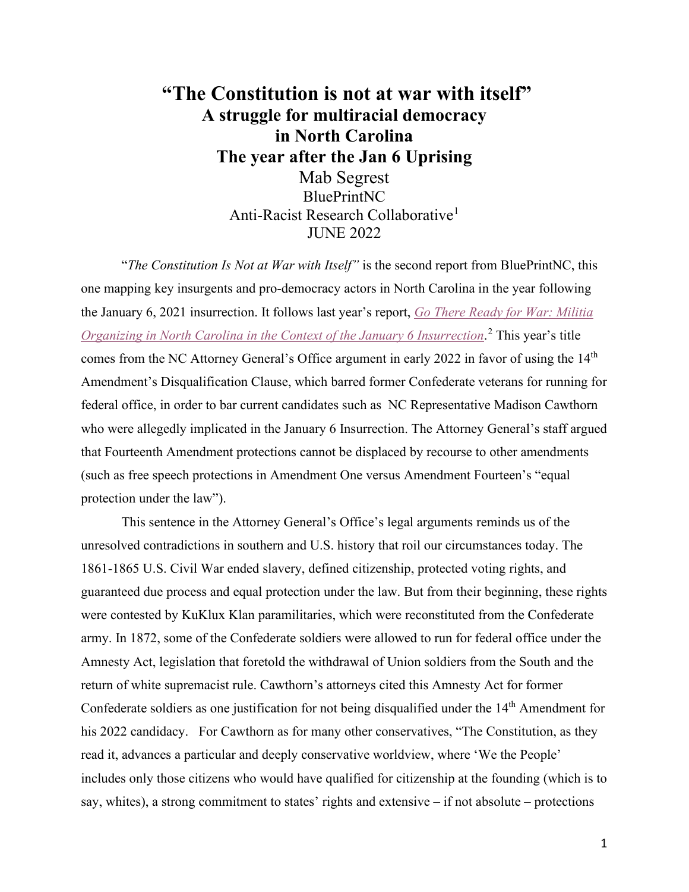# "The Constitution is not at war with itself"

## A struggle for multiracial democracy in North Carolina

## The year after the Jan 6 Uprising

Mab Segrest
BluePrintNC
Anti-Racist Research Collaborative[1]
JUNE 2022

"*The Constitution Is Not at War with Itself"* is the second report from BluePrintNC, this one mapping key insurgents and pro-democracy actors in North Carolina in the year following the January 6, 2021 insurrection. It follows last year's report, *Go There Ready for War: Militia Organizing in North Carolina in the Context of the January 6 Insurrection*.[2] This year's title comes from the NC Attorney General's Office argument in early 2022 in favor of using the 14th Amendment's Disqualification Clause, which barred former Confederate veterans for running for federal office, in order to bar current candidates such as NC Representative Madison Cawthorn who were allegedly implicated in the January 6 Insurrection. The Attorney General's staff argued that Fourteenth Amendment protections cannot be displaced by recourse to other amendments (such as free speech protections in Amendment One versus Amendment Fourteen's "equal protection under the law").

This sentence in the Attorney General's Office's legal arguments reminds us of the unresolved contradictions in southern and U.S. history that roil our circumstances today. The 1861-1865 U.S. Civil War ended slavery, defined citizenship, protected voting rights, and guaranteed due process and equal protection under the law. But from their beginning, these rights were contested by KuKlux Klan paramilitaries, which were reconstituted from the Confederate army. In 1872, some of the Confederate soldiers were allowed to run for federal office under the Amnesty Act, legislation that foretold the withdrawal of Union soldiers from the South and the return of white supremacist rule. Cawthorn's attorneys cited this Amnesty Act for former Confederate soldiers as one justification for not being disqualified under the 14th Amendment for his 2022 candidacy. For Cawthorn as for many other conservatives, "The Constitution, as they read it, advances a particular and deeply conservative worldview, where 'We the People' includes only those citizens who would have qualified for citizenship at the founding (which is to say, whites), a strong commitment to states' rights and extensive – if not absolute – protections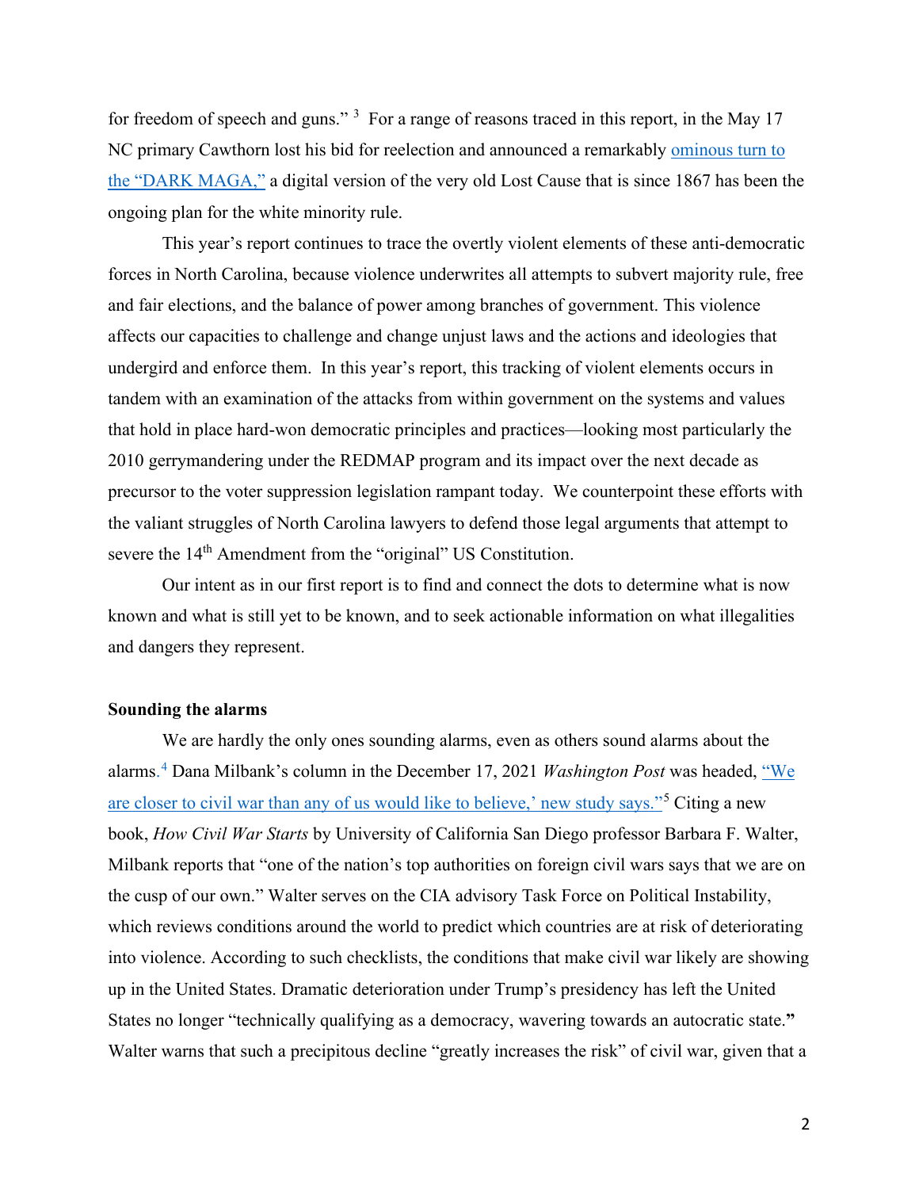for freedom of speech and guns."[3] For a range of reasons traced in this report, in the May 17 NC primary Cawthorn lost his bid for reelection and announced a remarkably ominous turn to the "DARK MAGA," a digital version of the very old Lost Cause that is since 1867 has been the ongoing plan for the white minority rule.

This year's report continues to trace the overtly violent elements of these anti-democratic forces in North Carolina, because violence underwrites all attempts to subvert majority rule, free and fair elections, and the balance of power among branches of government. This violence affects our capacities to challenge and change unjust laws and the actions and ideologies that undergird and enforce them. In this year's report, this tracking of violent elements occurs in tandem with an examination of the attacks from within government on the systems and values that hold in place hard-won democratic principles and practices—looking most particularly the 2010 gerrymandering under the REDMAP program and its impact over the next decade as precursor to the voter suppression legislation rampant today. We counterpoint these efforts with the valiant struggles of North Carolina lawyers to defend those legal arguments that attempt to sever the 14th Amendment from the "original" US Constitution.

Our intent as in our first report is to find and connect the dots to determine what is now known and what is still yet to be known, and to seek actionable information on what illegalities and dangers they represent.

**Sounding the alarms**

We are hardly the only ones sounding alarms, even as others sound alarms about the alarms.[4] Dana Milbank's column in the December 17, 2021 *Washington Post* was headed, "We are closer to civil war than any of us would like to believe,' new study says."[5] Citing a new book, *How Civil War Starts* by University of California San Diego professor Barbara F. Walter, Milbank reports that "one of the nation's top authorities on foreign civil wars says that we are on the cusp of our own." Walter serves on the CIA advisory Task Force on Political Instability, which reviews conditions around the world to predict which countries are at risk of deteriorating into violence. According to such checklists, the conditions that make civil war likely are showing up in the United States. Dramatic deterioration under Trump's presidency has left the United States no longer "technically qualifying as a democracy, wavering towards an autocratic state.**"** Walter warns that such a precipitous decline "greatly increases the risk" of civil war, given that a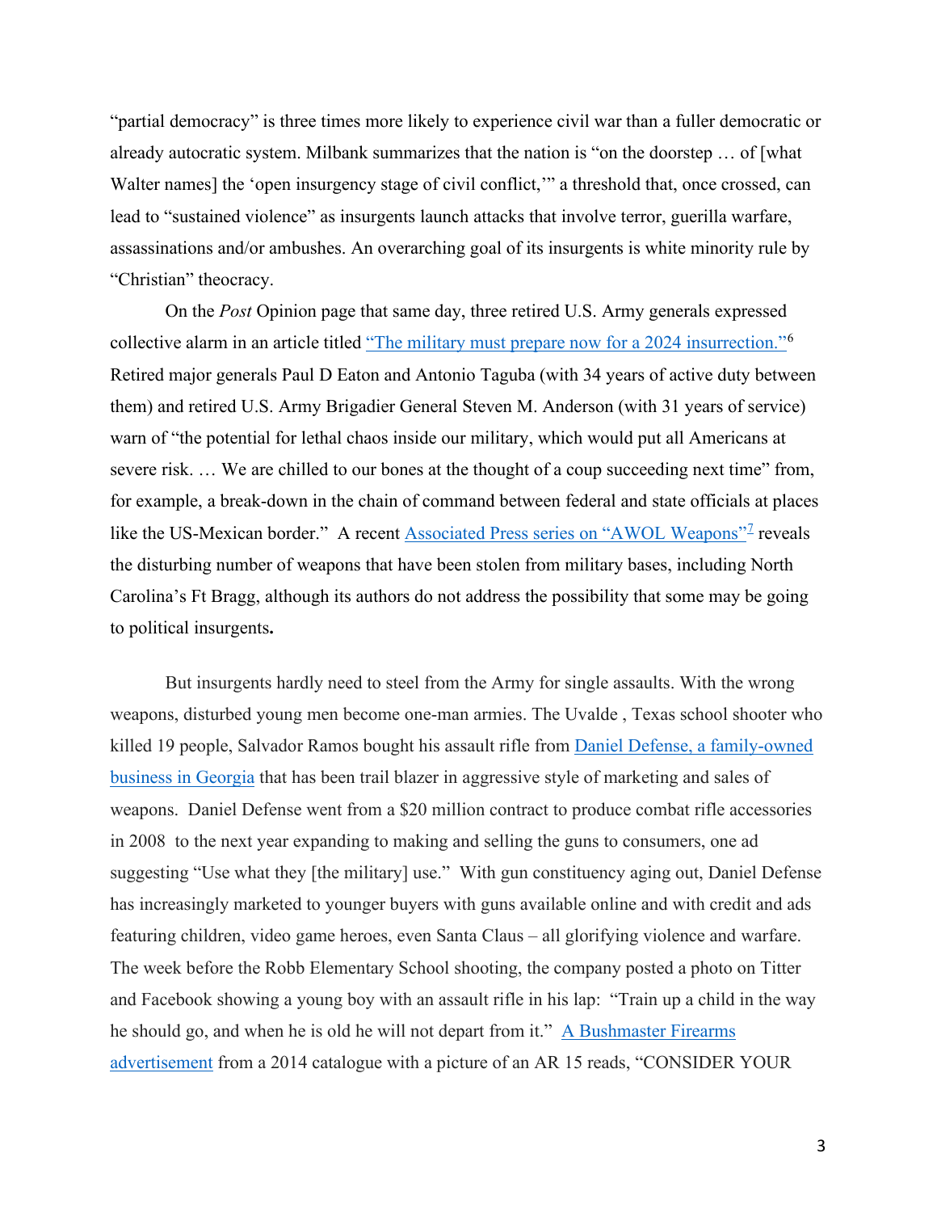"partial democracy" is three times more likely to experience civil war than a fuller democratic or already autocratic system. Milbank summarizes that the nation is "on the doorstep … of [what Walter names] the 'open insurgency stage of civil conflict,'" a threshold that, once crossed, can lead to "sustained violence" as insurgents launch attacks that involve terror, guerilla warfare, assassinations and/or ambushes. An overarching goal of its insurgents is white minority rule by "Christian" theocracy.

On the *Post* Opinion page that same day, three retired U.S. Army generals expressed collective alarm in an article titled "The military must prepare now for a 2024 insurrection."[6] Retired major generals Paul D Eaton and Antonio Taguba (with 34 years of active duty between them) and retired U.S. Army Brigadier General Steven M. Anderson (with 31 years of service) warn of "the potential for lethal chaos inside our military, which would put all Americans at severe risk. … We are chilled to our bones at the thought of a coup succeeding next time" from, for example, a break-down in the chain of command between federal and state officials at places like the US-Mexican border." A recent Associated Press series on "AWOL Weapons"[7] reveals the disturbing number of weapons that have been stolen from military bases, including North Carolina's Ft Bragg, although its authors do not address the possibility that some may be going to political insurgents**.**

But insurgents hardly need to steel from the Army for single assaults. With the wrong weapons, disturbed young men become one-man armies. The Uvalde , Texas school shooter who killed 19 people, Salvador Ramos bought his assault rifle from Daniel Defense, a family-owned business in Georgia that has been trail blazer in aggressive style of marketing and sales of weapons. Daniel Defense went from a $20 million contract to produce combat rifle accessories in 2008 to the next year expanding to making and selling the guns to consumers, one ad suggesting "Use what they [the military] use." With gun constituency aging out, Daniel Defense has increasingly marketed to younger buyers with guns available online and with credit and ads featuring children, video game heroes, even Santa Claus – all glorifying violence and warfare. The week before the Robb Elementary School shooting, the company posted a photo on Titter and Facebook showing a young boy with an assault rifle in his lap: "Train up a child in the way he should go, and when he is old he will not depart from it." A Bushmaster Firearms advertisement from a 2014 catalogue with a picture of an AR 15 reads, "CONSIDER YOUR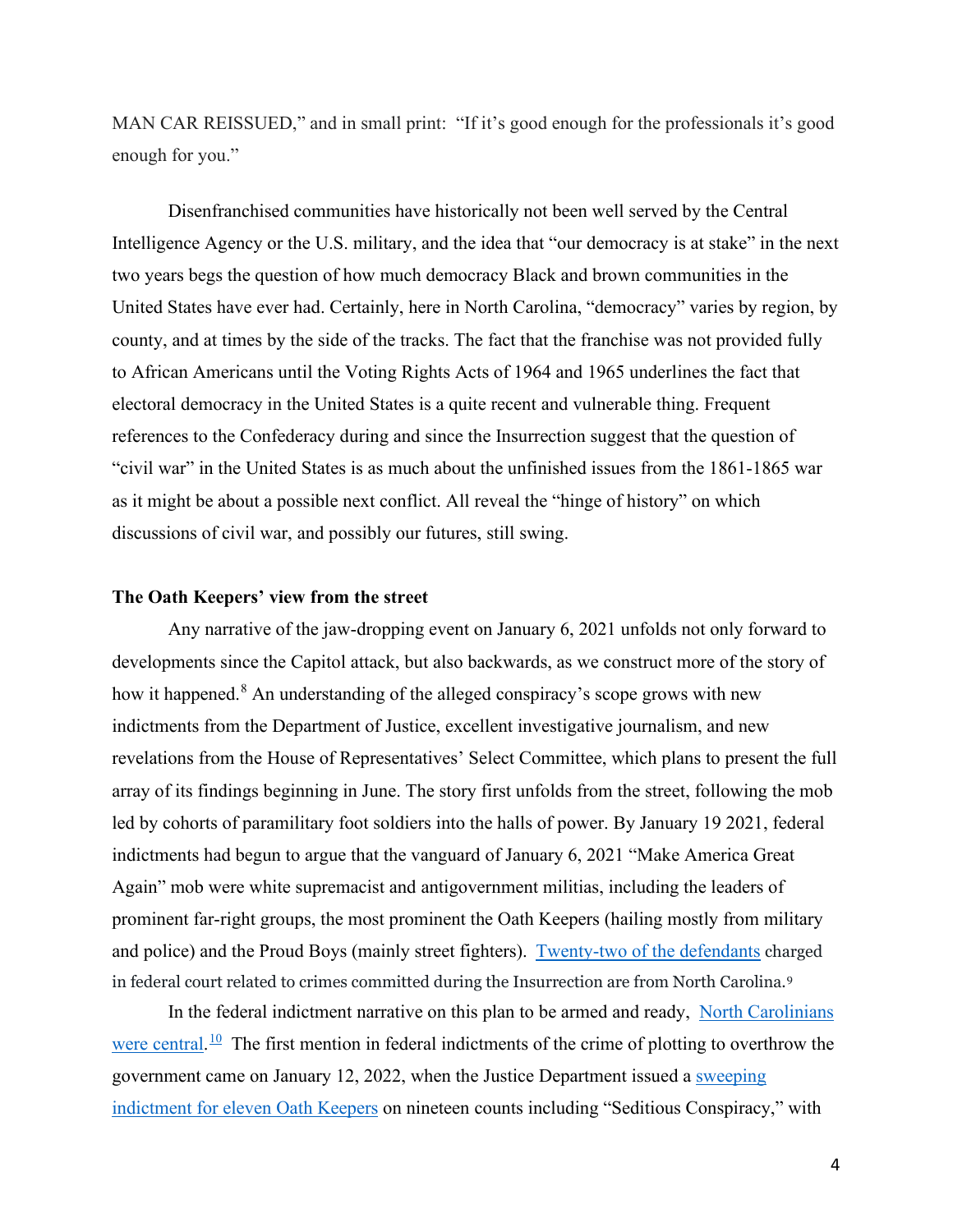MAN CAR REISSUED," and in small print: "If it's good enough for the professionals it's good enough for you."

Disenfranchised communities have historically not been well served by the Central Intelligence Agency or the U.S. military, and the idea that "our democracy is at stake" in the next two years begs the question of how much democracy Black and brown communities in the United States have ever had. Certainly, here in North Carolina, "democracy" varies by region, by county, and at times by the side of the tracks. The fact that the franchise was not provided fully to African Americans until the Voting Rights Acts of 1964 and 1965 underlines the fact that electoral democracy in the United States is a quite recent and vulnerable thing. Frequent references to the Confederacy during and since the Insurrection suggest that the question of "civil war" in the United States is as much about the unfinished issues from the 1861-1865 war as it might be about a possible next conflict. All reveal the "hinge of history" on which discussions of civil war, and possibly our futures, still swing.

**The Oath Keepers' view from the street**

Any narrative of the jaw-dropping event on January 6, 2021 unfolds not only forward to developments since the Capitol attack, but also backwards, as we construct more of the story of how it happened.[8] An understanding of the alleged conspiracy's scope grows with new indictments from the Department of Justice, excellent investigative journalism, and new revelations from the House of Representatives' Select Committee, which plans to present the full array of its findings beginning in June. The story first unfolds from the street, following the mob led by cohorts of paramilitary foot soldiers into the halls of power. By January 19 2021, federal indictments had begun to argue that the vanguard of January 6, 2021 "Make America Great Again" mob were white supremacist and antigovernment militias, including the leaders of prominent far-right groups, the most prominent the Oath Keepers (hailing mostly from military and police) and the Proud Boys (mainly street fighters). Twenty-two of the defendants charged in federal court related to crimes committed during the Insurrection are from North Carolina.[9]

In the federal indictment narrative on this plan to be armed and ready, North Carolinians were central.[10] The first mention in federal indictments of the crime of plotting to overthrow the government came on January 12, 2022, when the Justice Department issued a sweeping indictment for eleven Oath Keepers on nineteen counts including "Seditious Conspiracy," with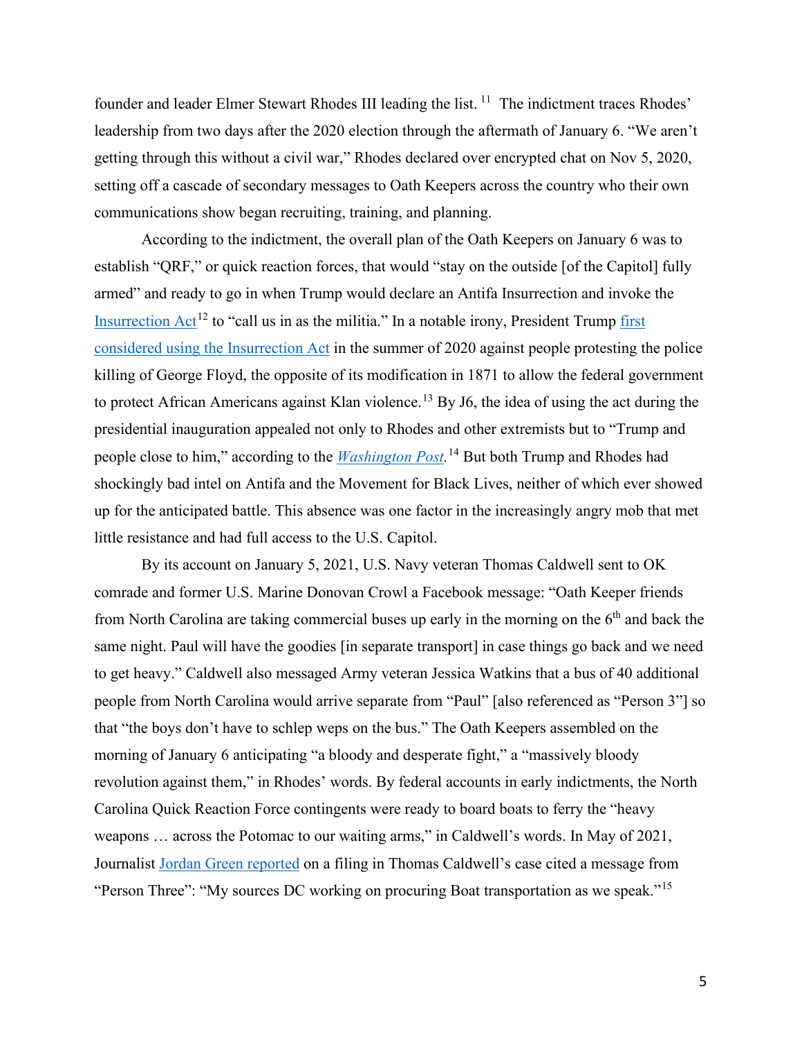founder and leader Elmer Stewart Rhodes III leading the list. [11] The indictment traces Rhodes' leadership from two days after the 2020 election through the aftermath of January 6. "We aren't getting through this without a civil war," Rhodes declared over encrypted chat on Nov 5, 2020, setting off a cascade of secondary messages to Oath Keepers across the country who their own communications show began recruiting, training, and planning.

According to the indictment, the overall plan of the Oath Keepers on January 6 was to establish "QRF," or quick reaction forces, that would "stay on the outside [of the Capitol] fully armed" and ready to go in when Trump would declare an Antifa Insurrection and invoke the Insurrection Act[12] to "call us in as the militia." In a notable irony, President Trump first considered using the Insurrection Act in the summer of 2020 against people protesting the police killing of George Floyd, the opposite of its modification in 1871 to allow the federal government to protect African Americans against Klan violence.[13] By J6, the idea of using the act during the presidential inauguration appealed not only to Rhodes and other extremists but to "Trump and people close to him," according to the *Washington Post*.[14] But both Trump and Rhodes had shockingly bad intel on Antifa and the Movement for Black Lives, neither of which ever showed up for the anticipated battle. This absence was one factor in the increasingly angry mob that met little resistance and had full access to the U.S. Capitol.

By its account on January 5, 2021, U.S. Navy veteran Thomas Caldwell sent to OK comrade and former U.S. Marine Donovan Crowl a Facebook message: "Oath Keeper friends from North Carolina are taking commercial buses up early in the morning on the 6th and back the same night. Paul will have the goodies [in separate transport] in case things go back and we need to get heavy." Caldwell also messaged Army veteran Jessica Watkins that a bus of 40 additional people from North Carolina would arrive separate from "Paul" [also referenced as "Person 3"] so that "the boys don't have to schlep weps on the bus." The Oath Keepers assembled on the morning of January 6 anticipating "a bloody and desperate fight," a "massively bloody revolution against them," in Rhodes' words. By federal accounts in early indictments, the North Carolina Quick Reaction Force contingents were ready to board boats to ferry the "heavy weapons … across the Potomac to our waiting arms," in Caldwell's words. In May of 2021, Journalist Jordan Green reported on a filing in Thomas Caldwell's case cited a message from "Person Three": "My sources DC working on procuring Boat transportation as we speak."[15]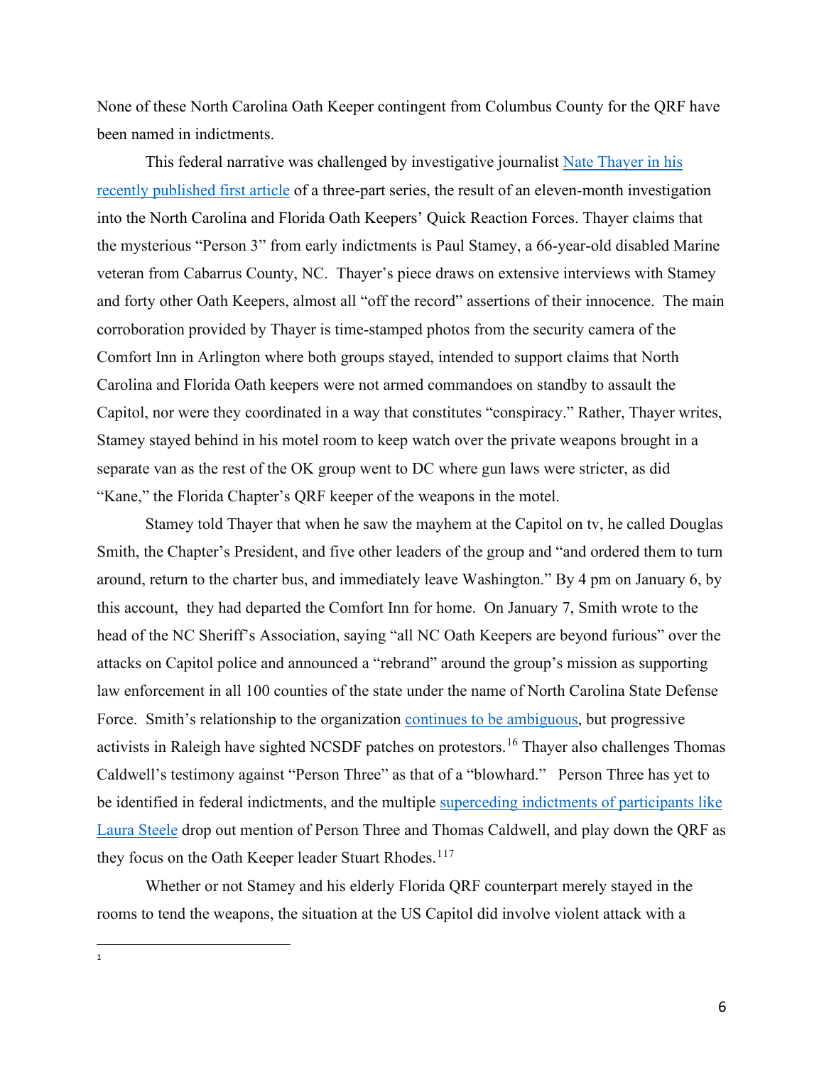None of these North Carolina Oath Keeper contingent from Columbus County for the QRF have been named in indictments.

This federal narrative was challenged by investigative journalist Nate Thayer in his recently published first article of a three-part series, the result of an eleven-month investigation into the North Carolina and Florida Oath Keepers' Quick Reaction Forces. Thayer claims that the mysterious "Person 3" from early indictments is Paul Stamey, a 66-year-old disabled Marine veteran from Cabarrus County, NC. Thayer's piece draws on extensive interviews with Stamey and forty other Oath Keepers, almost all "off the record" assertions of their innocence. The main corroboration provided by Thayer is time-stamped photos from the security camera of the Comfort Inn in Arlington where both groups stayed, intended to support claims that North Carolina and Florida Oath keepers were not armed commandoes on standby to assault the Capitol, nor were they coordinated in a way that constitutes "conspiracy." Rather, Thayer writes, Stamey stayed behind in his motel room to keep watch over the private weapons brought in a separate van as the rest of the OK group went to DC where gun laws were stricter, as did "Kane," the Florida Chapter's QRF keeper of the weapons in the motel.

Stamey told Thayer that when he saw the mayhem at the Capitol on tv, he called Douglas Smith, the Chapter's President, and five other leaders of the group and "and ordered them to turn around, return to the charter bus, and immediately leave Washington." By 4 pm on January 6, by this account, they had departed the Comfort Inn for home. On January 7, Smith wrote to the head of the NC Sheriff's Association, saying "all NC Oath Keepers are beyond furious" over the attacks on Capitol police and announced a "rebrand" around the group's mission as supporting law enforcement in all 100 counties of the state under the name of North Carolina State Defense Force. Smith's relationship to the organization continues to be ambiguous, but progressive activists in Raleigh have sighted NCSDF patches on protestors.[16] Thayer also challenges Thomas Caldwell's testimony against "Person Three" as that of a "blowhard." Person Three has yet to be identified in federal indictments, and the multiple superceding indictments of participants like Laura Steele drop out mention of Person Three and Thomas Caldwell, and play down the QRF as they focus on the Oath Keeper leader Stuart Rhodes.[117]

Whether or not Stamey and his elderly Florida QRF counterpart merely stayed in the rooms to tend the weapons, the situation at the US Capitol did involve violent attack with a

---

[1]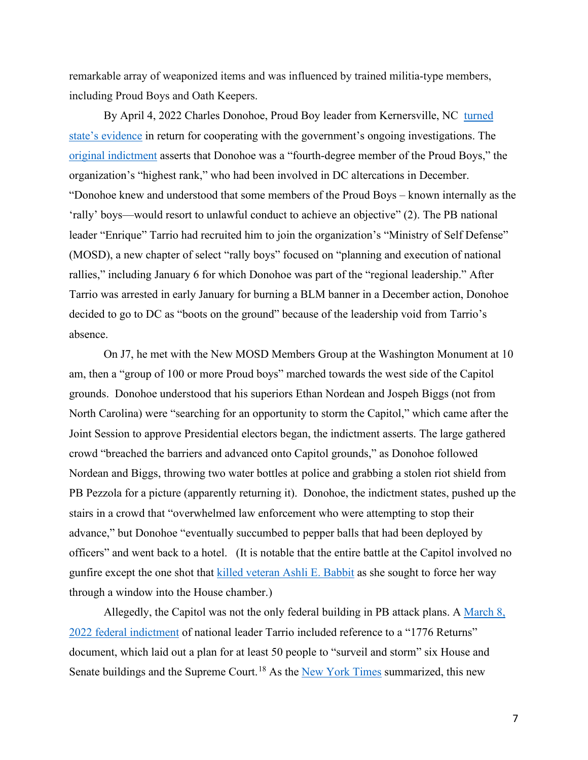remarkable array of weaponized items and was influenced by trained militia-type members, including Proud Boys and Oath Keepers.

By April 4, 2022 Charles Donohoe, Proud Boy leader from Kernersville, NC turned state's evidence in return for cooperating with the government's ongoing investigations. The original indictment asserts that Donohoe was a "fourth-degree member of the Proud Boys," the organization's "highest rank," who had been involved in DC altercations in December. "Donohoe knew and understood that some members of the Proud Boys – known internally as the 'rally' boys—would resort to unlawful conduct to achieve an objective" (2). The PB national leader "Enrique" Tarrio had recruited him to join the organization's "Ministry of Self Defense" (MOSD), a new chapter of select "rally boys" focused on "planning and execution of national rallies," including January 6 for which Donohoe was part of the "regional leadership." After Tarrio was arrested in early January for burning a BLM banner in a December action, Donohoe decided to go to DC as "boots on the ground" because of the leadership void from Tarrio's absence.

On J7, he met with the New MOSD Members Group at the Washington Monument at 10 am, then a "group of 100 or more Proud boys" marched towards the west side of the Capitol grounds. Donohoe understood that his superiors Ethan Nordean and Jospeh Biggs (not from North Carolina) were "searching for an opportunity to storm the Capitol," which came after the Joint Session to approve Presidential electors began, the indictment asserts. The large gathered crowd "breached the barriers and advanced onto Capitol grounds," as Donohoe followed Nordean and Biggs, throwing two water bottles at police and grabbing a stolen riot shield from PB Pezzola for a picture (apparently returning it). Donohoe, the indictment states, pushed up the stairs in a crowd that "overwhelmed law enforcement who were attempting to stop their advance," but Donohoe "eventually succumbed to pepper balls that had been deployed by officers" and went back to a hotel. (It is notable that the entire battle at the Capitol involved no gunfire except the one shot that killed veteran Ashli E. Babbit as she sought to force her way through a window into the House chamber.)

Allegedly, the Capitol was not the only federal building in PB attack plans. A March 8, 2022 federal indictment of national leader Tarrio included reference to a "1776 Returns" document, which laid out a plan for at least 50 people to "surveil and storm" six House and Senate buildings and the Supreme Court.[18] As the New York Times summarized, this new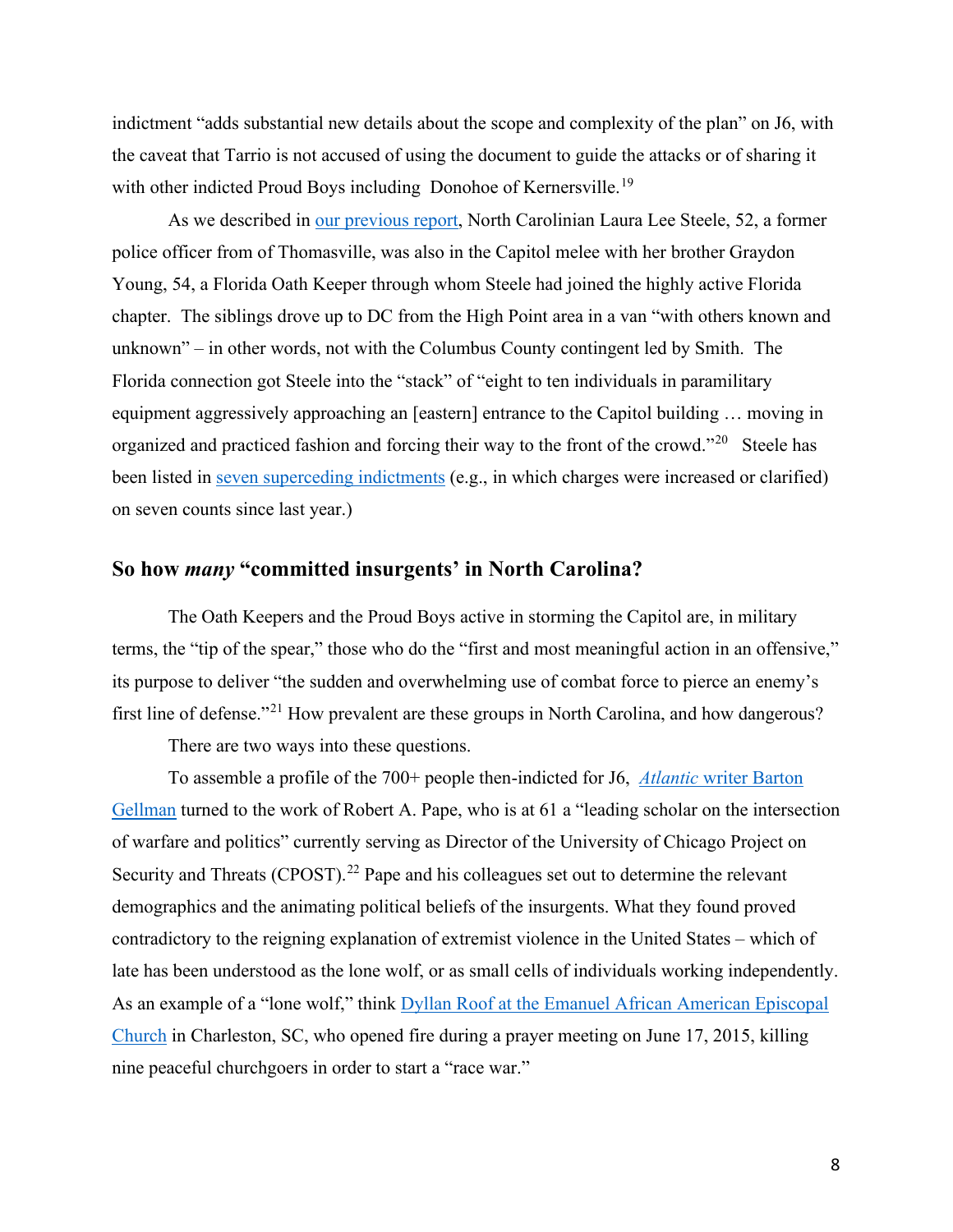indictment "adds substantial new details about the scope and complexity of the plan" on J6, with the caveat that Tarrio is not accused of using the document to guide the attacks or of sharing it with other indicted Proud Boys including  Donohoe of Kernersville.[19]

As we described in [our previous report](), North Carolinian Laura Lee Steele, 52, a former police officer from of Thomasville, was also in the Capitol melee with her brother Graydon Young, 54, a Florida Oath Keeper through whom Steele had joined the highly active Florida chapter.  The siblings drove up to DC from the High Point area in a van "with others known and unknown" – in other words, not with the Columbus County contingent led by Smith.  The Florida connection got Steele into the "stack" of "eight to ten individuals in paramilitary equipment aggressively approaching an [eastern] entrance to the Capitol building … moving in organized and practiced fashion and forcing their way to the front of the crowd."[20]   Steele has been listed in [seven superceding indictments]() (e.g., in which charges were increased or clarified) on seven counts since last year.)

## So how *many* "committed insurgents' in North Carolina?

The Oath Keepers and the Proud Boys active in storming the Capitol are, in military terms, the "tip of the spear," those who do the "first and most meaningful action in an offensive," its purpose to deliver "the sudden and overwhelming use of combat force to pierce an enemy's first line of defense."[21] How prevalent are these groups in North Carolina, and how dangerous?

There are two ways into these questions.

To assemble a profile of the 700+ people then-indicted for J6,  [*Atlantic* writer Barton Gellman]() turned to the work of Robert A. Pape, who is at 61 a "leading scholar on the intersection of warfare and politics" currently serving as Director of the University of Chicago Project on Security and Threats (CPOST).[22] Pape and his colleagues set out to determine the relevant demographics and the animating political beliefs of the insurgents. What they found proved contradictory to the reigning explanation of extremist violence in the United States – which of late has been understood as the lone wolf, or as small cells of individuals working independently. As an example of a "lone wolf," think [Dyllan Roof at the Emanuel African American Episcopal Church]() in Charleston, SC, who opened fire during a prayer meeting on June 17, 2015, killing nine peaceful churchgoers in order to start a "race war."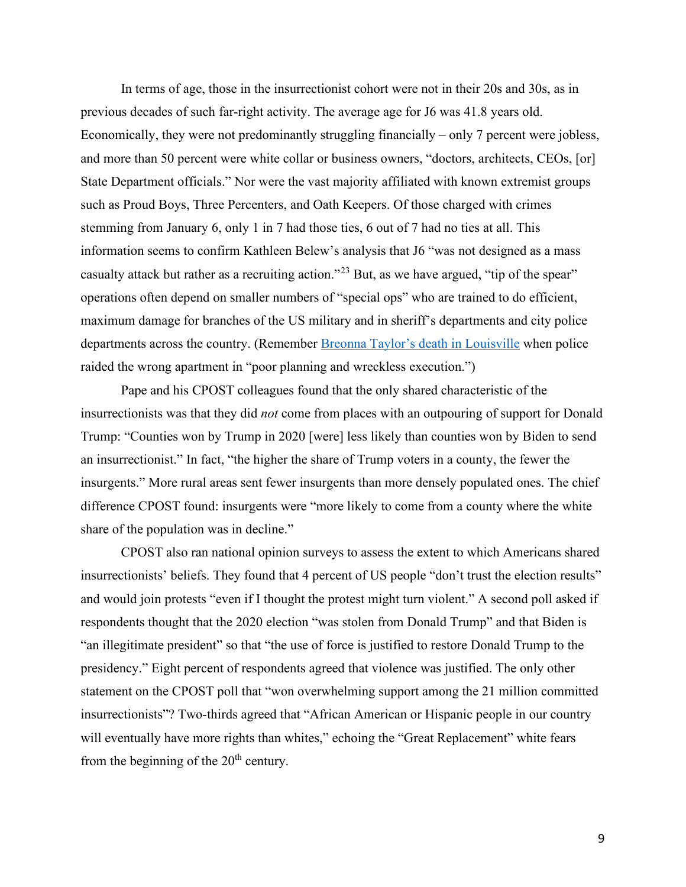In terms of age, those in the insurrectionist cohort were not in their 20s and 30s, as in previous decades of such far-right activity. The average age for J6 was 41.8 years old. Economically, they were not predominantly struggling financially – only 7 percent were jobless, and more than 50 percent were white collar or business owners, "doctors, architects, CEOs, [or] State Department officials." Nor were the vast majority affiliated with known extremist groups such as Proud Boys, Three Percenters, and Oath Keepers. Of those charged with crimes stemming from January 6, only 1 in 7 had those ties, 6 out of 7 had no ties at all. This information seems to confirm Kathleen Belew's analysis that J6 "was not designed as a mass casualty attack but rather as a recruiting action."[23] But, as we have argued, "tip of the spear" operations often depend on smaller numbers of "special ops" who are trained to do efficient, maximum damage for branches of the US military and in sheriff's departments and city police departments across the country. (Remember Breonna Taylor's death in Louisville when police raided the wrong apartment in "poor planning and wreckless execution.")

Pape and his CPOST colleagues found that the only shared characteristic of the insurrectionists was that they did *not* come from places with an outpouring of support for Donald Trump: "Counties won by Trump in 2020 [were] less likely than counties won by Biden to send an insurrectionist." In fact, "the higher the share of Trump voters in a county, the fewer the insurgents." More rural areas sent fewer insurgents than more densely populated ones. The chief difference CPOST found: insurgents were "more likely to come from a county where the white share of the population was in decline."

CPOST also ran national opinion surveys to assess the extent to which Americans shared insurrectionists' beliefs. They found that 4 percent of US people "don't trust the election results" and would join protests "even if I thought the protest might turn violent." A second poll asked if respondents thought that the 2020 election "was stolen from Donald Trump" and that Biden is "an illegitimate president" so that "the use of force is justified to restore Donald Trump to the presidency." Eight percent of respondents agreed that violence was justified. The only other statement on the CPOST poll that "won overwhelming support among the 21 million committed insurrectionists"? Two-thirds agreed that "African American or Hispanic people in our country will eventually have more rights than whites," echoing the "Great Replacement" white fears from the beginning of the 20th century.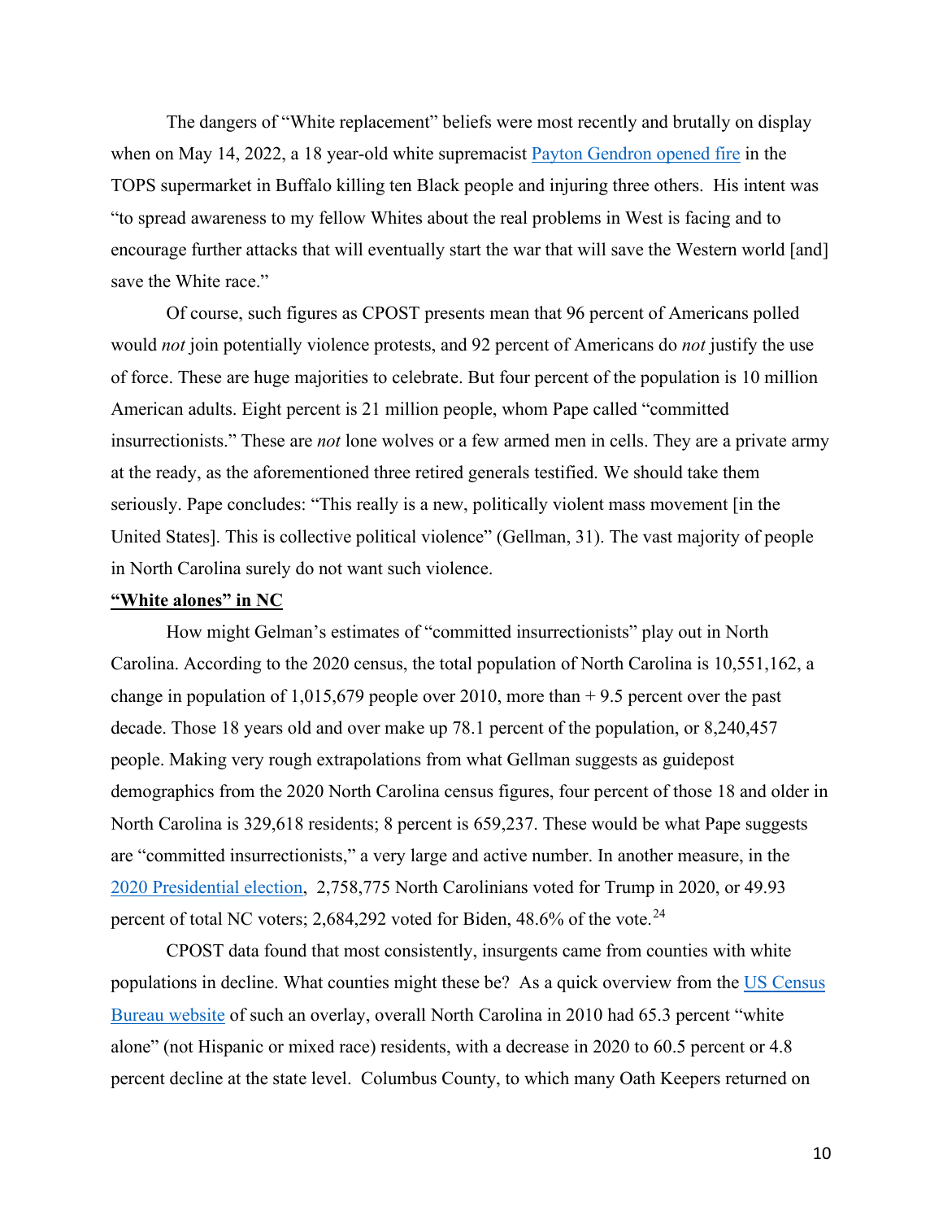The dangers of "White replacement" beliefs were most recently and brutally on display when on May 14, 2022, a 18 year-old white supremacist [Payton Gendron opened fire](#) in the TOPS supermarket in Buffalo killing ten Black people and injuring three others. His intent was "to spread awareness to my fellow Whites about the real problems in West is facing and to encourage further attacks that will eventually start the war that will save the Western world [and] save the White race."

Of course, such figures as CPOST presents mean that 96 percent of Americans polled would *not* join potentially violence protests, and 92 percent of Americans do *not* justify the use of force. These are huge majorities to celebrate. But four percent of the population is 10 million American adults. Eight percent is 21 million people, whom Pape called "committed insurrectionists." These are *not* lone wolves or a few armed men in cells. They are a private army at the ready, as the aforementioned three retired generals testified. We should take them seriously. Pape concludes: "This really is a new, politically violent mass movement [in the United States]. This is collective political violence" (Gellman, 31). The vast majority of people in North Carolina surely do not want such violence.

**"White alones" in NC**

How might Gelman's estimates of "committed insurrectionists" play out in North Carolina. According to the 2020 census, the total population of North Carolina is 10,551,162, a change in population of 1,015,679 people over 2010, more than + 9.5 percent over the past decade. Those 18 years old and over make up 78.1 percent of the population, or 8,240,457 people. Making very rough extrapolations from what Gellman suggests as guidepost demographics from the 2020 North Carolina census figures, four percent of those 18 and older in North Carolina is 329,618 residents; 8 percent is 659,237. These would be what Pape suggests are "committed insurrectionists," a very large and active number. In another measure, in the [2020 Presidential election](#), 2,758,775 North Carolinians voted for Trump in 2020, or 49.93 percent of total NC voters; 2,684,292 voted for Biden, 48.6% of the vote.[24]

CPOST data found that most consistently, insurgents came from counties with white populations in decline. What counties might these be? As a quick overview from the [US Census Bureau website](#) of such an overlay, overall North Carolina in 2010 had 65.3 percent "white alone" (not Hispanic or mixed race) residents, with a decrease in 2020 to 60.5 percent or 4.8 percent decline at the state level. Columbus County, to which many Oath Keepers returned on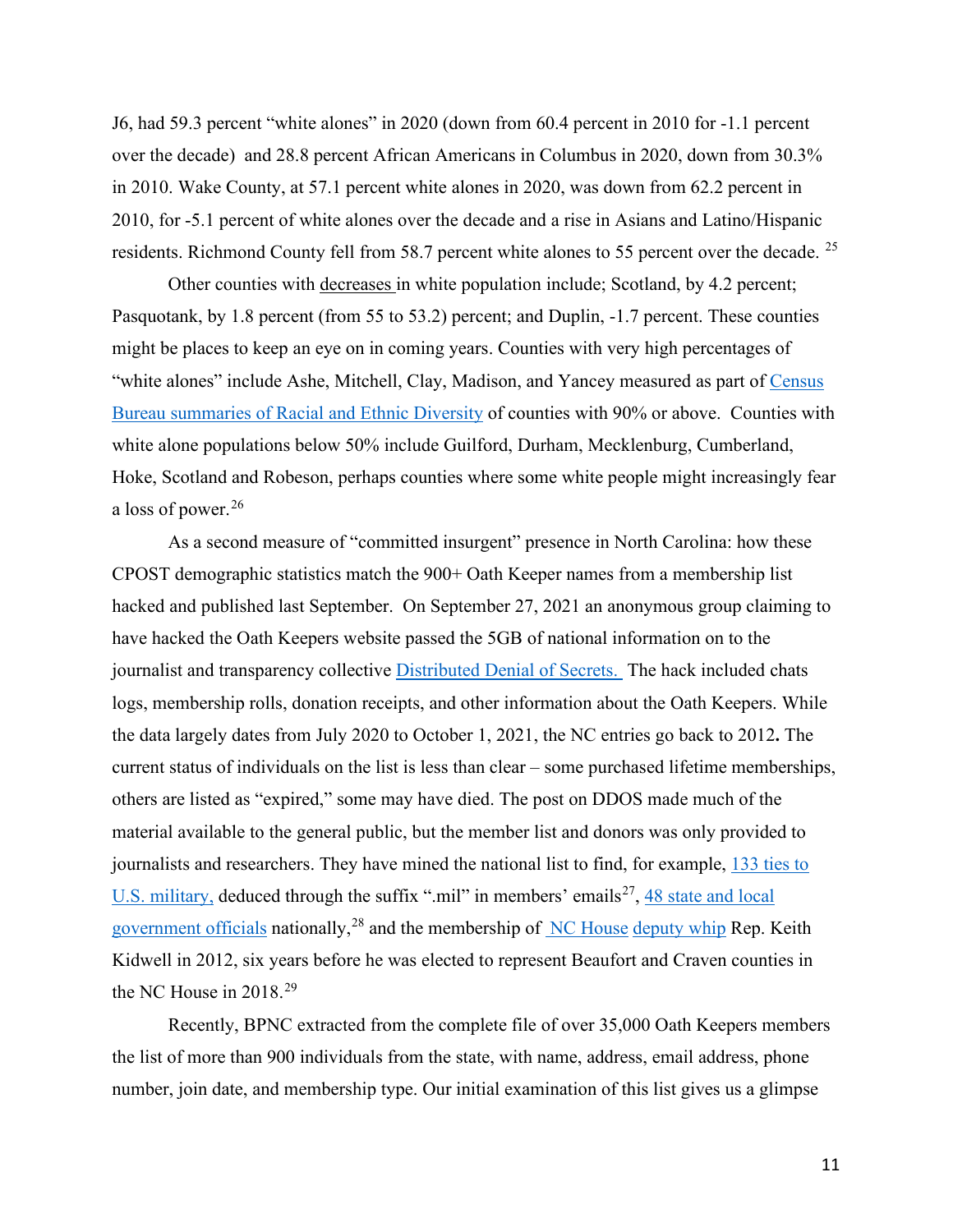J6, had 59.3 percent "white alones" in 2020 (down from 60.4 percent in 2010 for -1.1 percent over the decade) and 28.8 percent African Americans in Columbus in 2020, down from 30.3% in 2010. Wake County, at 57.1 percent white alones in 2020, was down from 62.2 percent in 2010, for -5.1 percent of white alones over the decade and a rise in Asians and Latino/Hispanic residents. Richmond County fell from 58.7 percent white alones to 55 percent over the decade. [25]

Other counties with decreases in white population include; Scotland, by 4.2 percent; Pasquotank, by 1.8 percent (from 55 to 53.2) percent; and Duplin, -1.7 percent. These counties might be places to keep an eye on in coming years. Counties with very high percentages of "white alones" include Ashe, Mitchell, Clay, Madison, and Yancey measured as part of Census Bureau summaries of Racial and Ethnic Diversity of counties with 90% or above. Counties with white alone populations below 50% include Guilford, Durham, Mecklenburg, Cumberland, Hoke, Scotland and Robeson, perhaps counties where some white people might increasingly fear a loss of power.[26]

As a second measure of "committed insurgent" presence in North Carolina: how these CPOST demographic statistics match the 900+ Oath Keeper names from a membership list hacked and published last September. On September 27, 2021 an anonymous group claiming to have hacked the Oath Keepers website passed the 5GB of national information on to the journalist and transparency collective Distributed Denial of Secrets. The hack included chats logs, membership rolls, donation receipts, and other information about the Oath Keepers. While the data largely dates from July 2020 to October 1, 2021, the NC entries go back to 2012**.** The current status of individuals on the list is less than clear – some purchased lifetime memberships, others are listed as "expired," some may have died. The post on DDOS made much of the material available to the general public, but the member list and donors was only provided to journalists and researchers. They have mined the national list to find, for example, 133 ties to U.S. military, deduced through the suffix ".mil" in members' emails[27], 48 state and local government officials nationally,[28] and the membership of NC House deputy whip Rep. Keith Kidwell in 2012, six years before he was elected to represent Beaufort and Craven counties in the NC House in 2018.[29]

Recently, BPNC extracted from the complete file of over 35,000 Oath Keepers members the list of more than 900 individuals from the state, with name, address, email address, phone number, join date, and membership type. Our initial examination of this list gives us a glimpse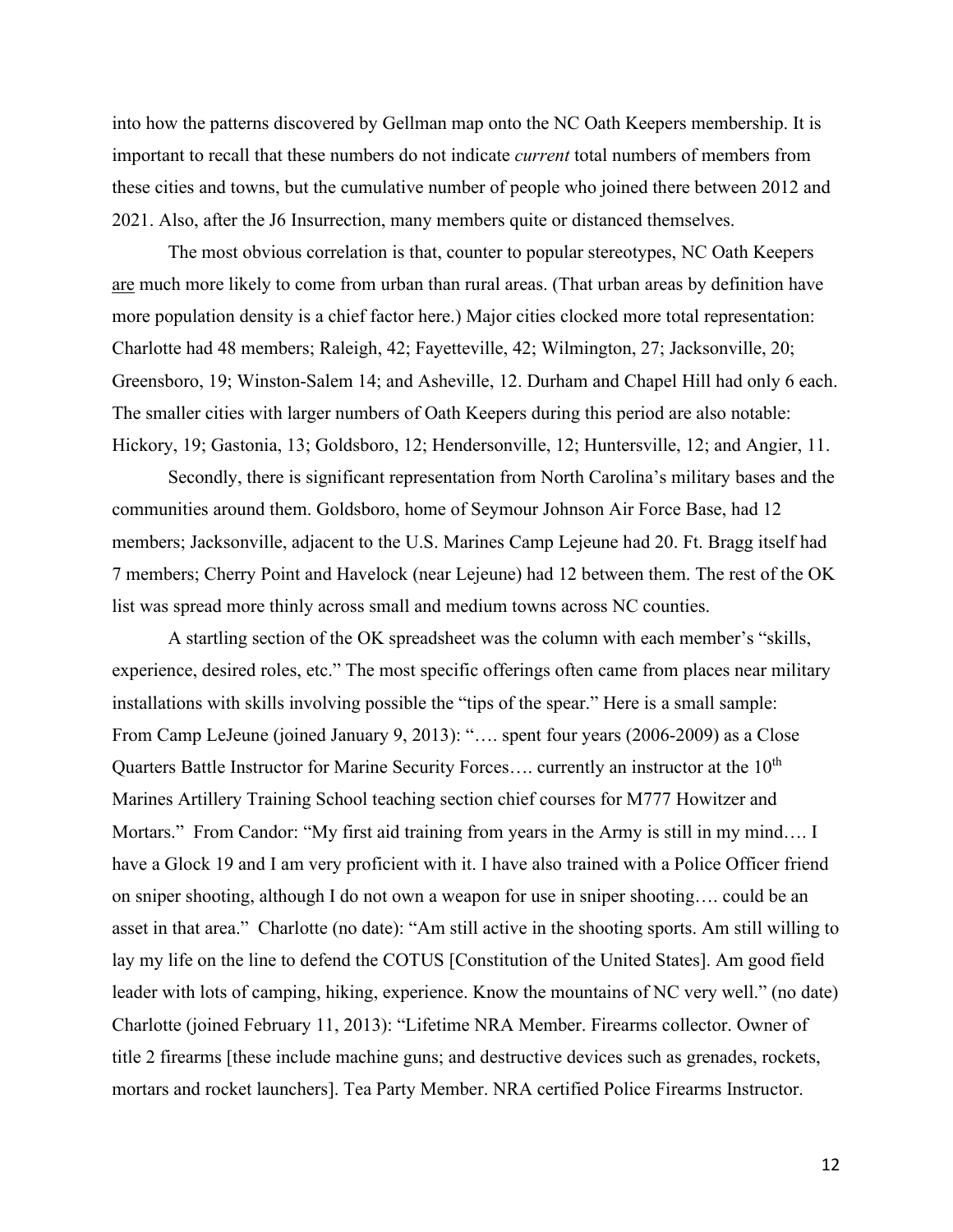into how the patterns discovered by Gellman map onto the NC Oath Keepers membership. It is important to recall that these numbers do not indicate *current* total numbers of members from these cities and towns, but the cumulative number of people who joined there between 2012 and 2021. Also, after the J6 Insurrection, many members quite or distanced themselves.

The most obvious correlation is that, counter to popular stereotypes, NC Oath Keepers <u>are</u> much more likely to come from urban than rural areas. (That urban areas by definition have more population density is a chief factor here.) Major cities clocked more total representation: Charlotte had 48 members; Raleigh, 42; Fayetteville, 42; Wilmington, 27; Jacksonville, 20; Greensboro, 19; Winston-Salem 14; and Asheville, 12. Durham and Chapel Hill had only 6 each. The smaller cities with larger numbers of Oath Keepers during this period are also notable: Hickory, 19; Gastonia, 13; Goldsboro, 12; Hendersonville, 12; Huntersville, 12; and Angier, 11.

Secondly, there is significant representation from North Carolina's military bases and the communities around them. Goldsboro, home of Seymour Johnson Air Force Base, had 12 members; Jacksonville, adjacent to the U.S. Marines Camp Lejeune had 20. Ft. Bragg itself had 7 members; Cherry Point and Havelock (near Lejeune) had 12 between them. The rest of the OK list was spread more thinly across small and medium towns across NC counties.

A startling section of the OK spreadsheet was the column with each member's "skills, experience, desired roles, etc." The most specific offerings often came from places near military installations with skills involving possible the "tips of the spear." Here is a small sample: From Camp LeJeune (joined January 9, 2013): "…. spent four years (2006-2009) as a Close Quarters Battle Instructor for Marine Security Forces…. currently an instructor at the 10th Marines Artillery Training School teaching section chief courses for M777 Howitzer and Mortars." From Candor: "My first aid training from years in the Army is still in my mind…. I have a Glock 19 and I am very proficient with it. I have also trained with a Police Officer friend on sniper shooting, although I do not own a weapon for use in sniper shooting…. could be an asset in that area." Charlotte (no date): "Am still active in the shooting sports. Am still willing to lay my life on the line to defend the COTUS [Constitution of the United States]. Am good field leader with lots of camping, hiking, experience. Know the mountains of NC very well." (no date) Charlotte (joined February 11, 2013): "Lifetime NRA Member. Firearms collector. Owner of title 2 firearms [these include machine guns; and destructive devices such as grenades, rockets, mortars and rocket launchers]. Tea Party Member. NRA certified Police Firearms Instructor.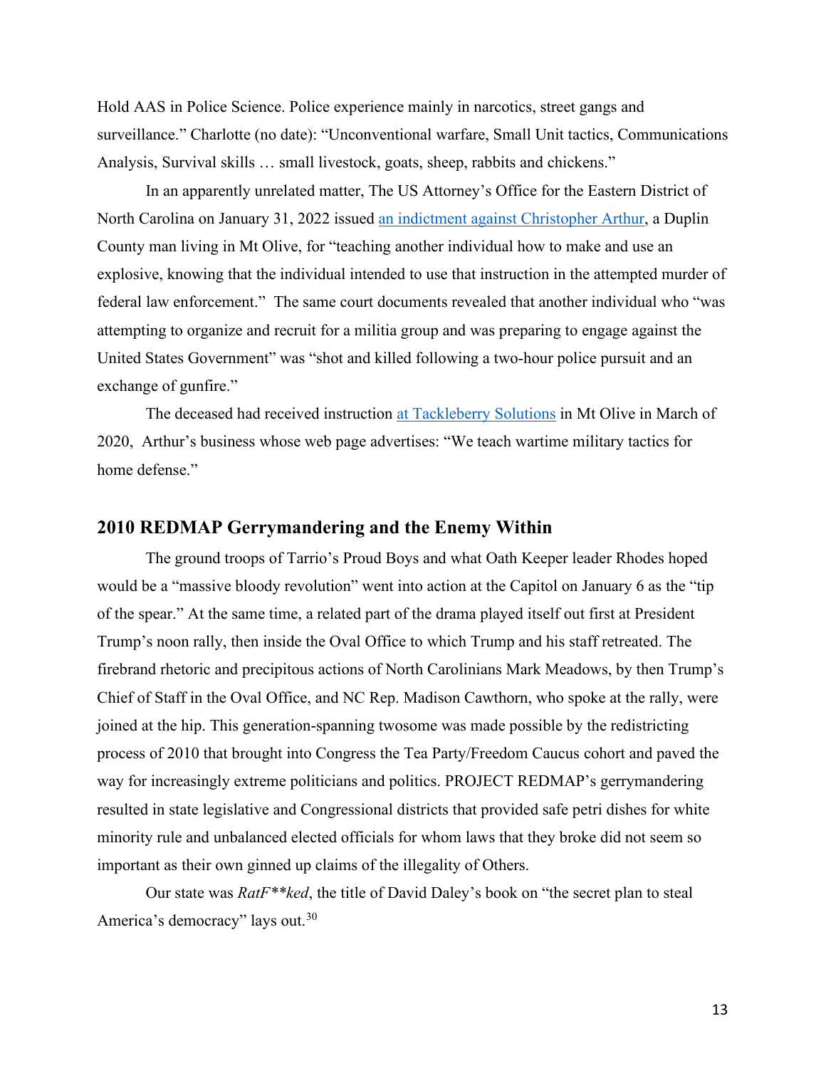Hold AAS in Police Science. Police experience mainly in narcotics, street gangs and surveillance." Charlotte (no date): "Unconventional warfare, Small Unit tactics, Communications Analysis, Survival skills … small livestock, goats, sheep, rabbits and chickens."

In an apparently unrelated matter, The US Attorney's Office for the Eastern District of North Carolina on January 31, 2022 issued an indictment against Christopher Arthur, a Duplin County man living in Mt Olive, for "teaching another individual how to make and use an explosive, knowing that the individual intended to use that instruction in the attempted murder of federal law enforcement." The same court documents revealed that another individual who "was attempting to organize and recruit for a militia group and was preparing to engage against the United States Government" was "shot and killed following a two-hour police pursuit and an exchange of gunfire."

The deceased had received instruction at Tackleberry Solutions in Mt Olive in March of 2020, Arthur's business whose web page advertises: "We teach wartime military tactics for home defense."

## 2010 REDMAP Gerrymandering and the Enemy Within

The ground troops of Tarrio's Proud Boys and what Oath Keeper leader Rhodes hoped would be a "massive bloody revolution" went into action at the Capitol on January 6 as the "tip of the spear." At the same time, a related part of the drama played itself out first at President Trump's noon rally, then inside the Oval Office to which Trump and his staff retreated. The firebrand rhetoric and precipitous actions of North Carolinians Mark Meadows, by then Trump's Chief of Staff in the Oval Office, and NC Rep. Madison Cawthorn, who spoke at the rally, were joined at the hip. This generation-spanning twosome was made possible by the redistricting process of 2010 that brought into Congress the Tea Party/Freedom Caucus cohort and paved the way for increasingly extreme politicians and politics. PROJECT REDMAP's gerrymandering resulted in state legislative and Congressional districts that provided safe petri dishes for white minority rule and unbalanced elected officials for whom laws that they broke did not seem so important as their own ginned up claims of the illegality of Others.

Our state was *RatF**ked*, the title of David Daley's book on "the secret plan to steal America's democracy" lays out.[30]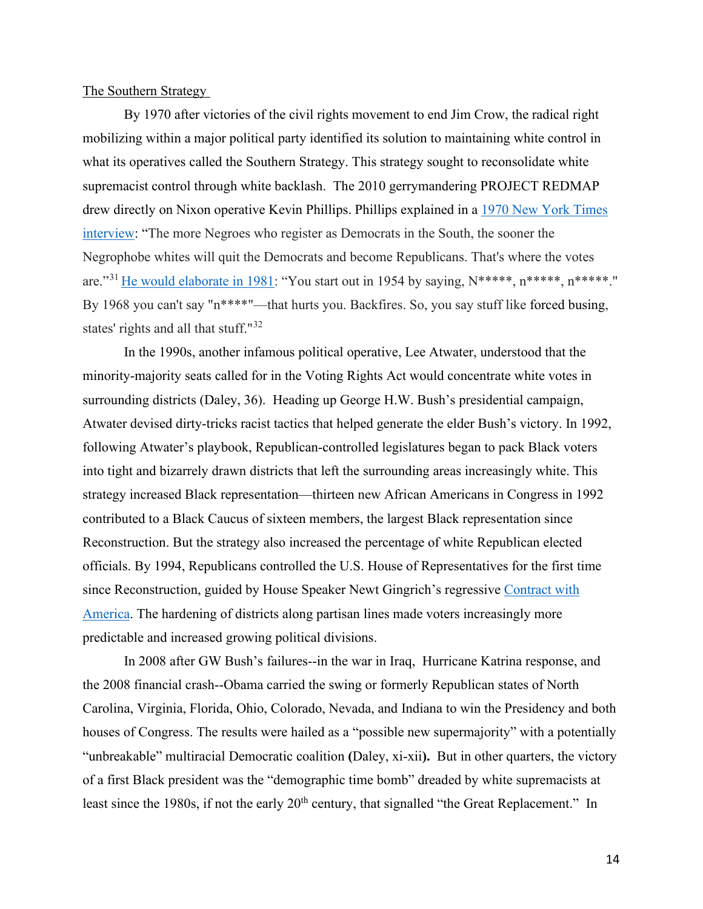<u>The Southern Strategy</u>

By 1970 after victories of the civil rights movement to end Jim Crow, the radical right mobilizing within a major political party identified its solution to maintaining white control in what its operatives called the Southern Strategy. This strategy sought to reconsolidate white supremacist control through white backlash. The 2010 gerrymandering PROJECT REDMAP drew directly on Nixon operative Kevin Phillips. Phillips explained in a [1970 New York Times interview](): "The more Negroes who register as Democrats in the South, the sooner the Negrophobe whites will quit the Democrats and become Republicans. That's where the votes are."[31] [He would elaborate in 1981](): "You start out in 1954 by saying, N*****, n*****, n*****." By 1968 you can't say "n****"—that hurts you. Backfires. So, you say stuff like forced busing, states' rights and all that stuff."[32]

In the 1990s, another infamous political operative, Lee Atwater, understood that the minority-majority seats called for in the Voting Rights Act would concentrate white votes in surrounding districts (Daley, 36). Heading up George H.W. Bush's presidential campaign, Atwater devised dirty-tricks racist tactics that helped generate the elder Bush's victory. In 1992, following Atwater's playbook, Republican-controlled legislatures began to pack Black voters into tight and bizarrely drawn districts that left the surrounding areas increasingly white. This strategy increased Black representation—thirteen new African Americans in Congress in 1992 contributed to a Black Caucus of sixteen members, the largest Black representation since Reconstruction. But the strategy also increased the percentage of white Republican elected officials. By 1994, Republicans controlled the U.S. House of Representatives for the first time since Reconstruction, guided by House Speaker Newt Gingrich's regressive [Contract with America](). The hardening of districts along partisan lines made voters increasingly more predictable and increased growing political divisions.

In 2008 after GW Bush's failures--in the war in Iraq, Hurricane Katrina response, and the 2008 financial crash--Obama carried the swing or formerly Republican states of North Carolina, Virginia, Florida, Ohio, Colorado, Nevada, and Indiana to win the Presidency and both houses of Congress. The results were hailed as a "possible new supermajority" with a potentially "unbreakable" multiracial Democratic coalition **(**Daley, xi-xii**)**. But in other quarters, the victory of a first Black president was the "demographic time bomb" dreaded by white supremacists at least since the 1980s, if not the early 20th century, that signalled "the Great Replacement." In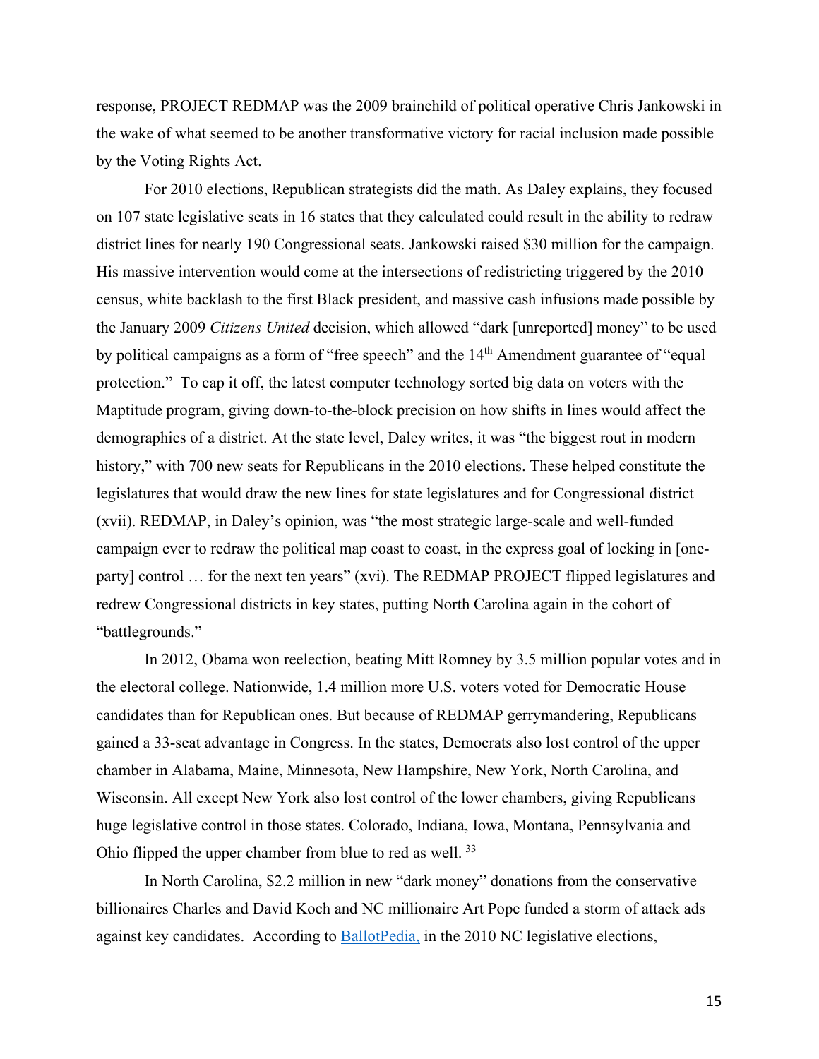response, PROJECT REDMAP was the 2009 brainchild of political operative Chris Jankowski in the wake of what seemed to be another transformative victory for racial inclusion made possible by the Voting Rights Act.

For 2010 elections, Republican strategists did the math. As Daley explains, they focused on 107 state legislative seats in 16 states that they calculated could result in the ability to redraw district lines for nearly 190 Congressional seats. Jankowski raised $30 million for the campaign. His massive intervention would come at the intersections of redistricting triggered by the 2010 census, white backlash to the first Black president, and massive cash infusions made possible by the January 2009 *Citizens United* decision, which allowed "dark [unreported] money" to be used by political campaigns as a form of "free speech" and the 14th Amendment guarantee of "equal protection." To cap it off, the latest computer technology sorted big data on voters with the Maptitude program, giving down-to-the-block precision on how shifts in lines would affect the demographics of a district. At the state level, Daley writes, it was "the biggest rout in modern history," with 700 new seats for Republicans in the 2010 elections. These helped constitute the legislatures that would draw the new lines for state legislatures and for Congressional district (xvii). REDMAP, in Daley's opinion, was "the most strategic large-scale and well-funded campaign ever to redraw the political map coast to coast, in the express goal of locking in [one-party] control … for the next ten years" (xvi). The REDMAP PROJECT flipped legislatures and redrew Congressional districts in key states, putting North Carolina again in the cohort of "battlegrounds."

In 2012, Obama won reelection, beating Mitt Romney by 3.5 million popular votes and in the electoral college. Nationwide, 1.4 million more U.S. voters voted for Democratic House candidates than for Republican ones. But because of REDMAP gerrymandering, Republicans gained a 33-seat advantage in Congress. In the states, Democrats also lost control of the upper chamber in Alabama, Maine, Minnesota, New Hampshire, New York, North Carolina, and Wisconsin. All except New York also lost control of the lower chambers, giving Republicans huge legislative control in those states. Colorado, Indiana, Iowa, Montana, Pennsylvania and Ohio flipped the upper chamber from blue to red as well. [33]

In North Carolina, $2.2 million in new "dark money" donations from the conservative billionaires Charles and David Koch and NC millionaire Art Pope funded a storm of attack ads against key candidates. According to BallotPedia, in the 2010 NC legislative elections,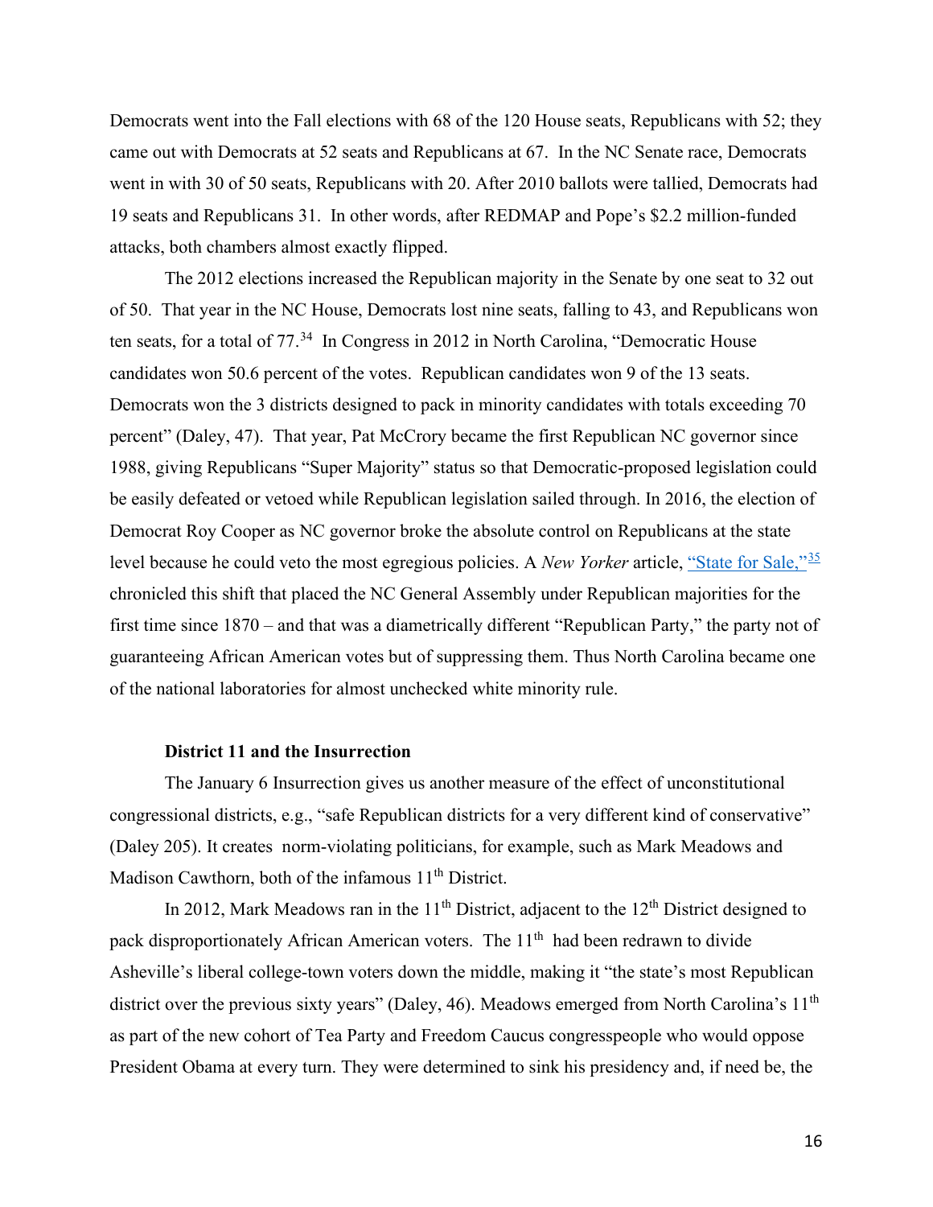Democrats went into the Fall elections with 68 of the 120 House seats, Republicans with 52; they came out with Democrats at 52 seats and Republicans at 67. In the NC Senate race, Democrats went in with 30 of 50 seats, Republicans with 20. After 2010 ballots were tallied, Democrats had 19 seats and Republicans 31. In other words, after REDMAP and Pope's $2.2 million-funded attacks, both chambers almost exactly flipped.

The 2012 elections increased the Republican majority in the Senate by one seat to 32 out of 50. That year in the NC House, Democrats lost nine seats, falling to 43, and Republicans won ten seats, for a total of 77.[34] In Congress in 2012 in North Carolina, "Democratic House candidates won 50.6 percent of the votes. Republican candidates won 9 of the 13 seats. Democrats won the 3 districts designed to pack in minority candidates with totals exceeding 70 percent" (Daley, 47). That year, Pat McCrory became the first Republican NC governor since 1988, giving Republicans "Super Majority" status so that Democratic-proposed legislation could be easily defeated or vetoed while Republican legislation sailed through. In 2016, the election of Democrat Roy Cooper as NC governor broke the absolute control on Republicans at the state level because he could veto the most egregious policies. A *New Yorker* article, "State for Sale,"[35] chronicled this shift that placed the NC General Assembly under Republican majorities for the first time since 1870 – and that was a diametrically different "Republican Party," the party not of guaranteeing African American votes but of suppressing them. Thus North Carolina became one of the national laboratories for almost unchecked white minority rule.

**District 11 and the Insurrection**

The January 6 Insurrection gives us another measure of the effect of unconstitutional congressional districts, e.g., "safe Republican districts for a very different kind of conservative" (Daley 205). It creates norm-violating politicians, for example, such as Mark Meadows and Madison Cawthorn, both of the infamous 11th District.

In 2012, Mark Meadows ran in the 11th District, adjacent to the 12th District designed to pack disproportionately African American voters. The 11th had been redrawn to divide Asheville's liberal college-town voters down the middle, making it "the state's most Republican district over the previous sixty years" (Daley, 46). Meadows emerged from North Carolina's 11th as part of the new cohort of Tea Party and Freedom Caucus congresspeople who would oppose President Obama at every turn. They were determined to sink his presidency and, if need be, the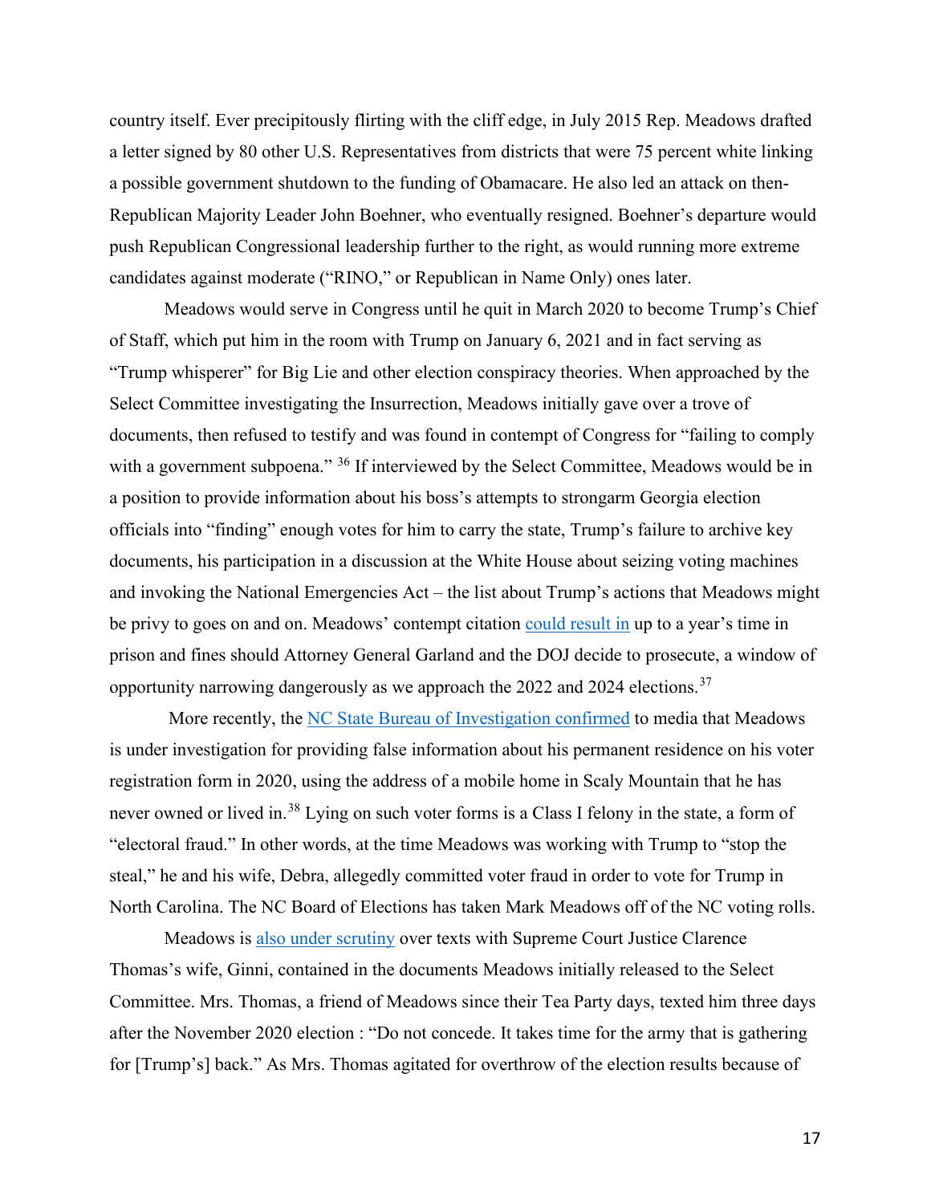country itself. Ever precipitously flirting with the cliff edge, in July 2015 Rep. Meadows drafted a letter signed by 80 other U.S. Representatives from districts that were 75 percent white linking a possible government shutdown to the funding of Obamacare. He also led an attack on then-Republican Majority Leader John Boehner, who eventually resigned. Boehner's departure would push Republican Congressional leadership further to the right, as would running more extreme candidates against moderate ("RINO," or Republican in Name Only) ones later.

Meadows would serve in Congress until he quit in March 2020 to become Trump's Chief of Staff, which put him in the room with Trump on January 6, 2021 and in fact serving as "Trump whisperer" for Big Lie and other election conspiracy theories. When approached by the Select Committee investigating the Insurrection, Meadows initially gave over a trove of documents, then refused to testify and was found in contempt of Congress for "failing to comply with a government subpoena." [36] If interviewed by the Select Committee, Meadows would be in a position to provide information about his boss's attempts to strongarm Georgia election officials into "finding" enough votes for him to carry the state, Trump's failure to archive key documents, his participation in a discussion at the White House about seizing voting machines and invoking the National Emergencies Act – the list about Trump's actions that Meadows might be privy to goes on and on. Meadows' contempt citation could result in up to a year's time in prison and fines should Attorney General Garland and the DOJ decide to prosecute, a window of opportunity narrowing dangerously as we approach the 2022 and 2024 elections.[37]

More recently, the NC State Bureau of Investigation confirmed to media that Meadows is under investigation for providing false information about his permanent residence on his voter registration form in 2020, using the address of a mobile home in Scaly Mountain that he has never owned or lived in.[38] Lying on such voter forms is a Class I felony in the state, a form of "electoral fraud." In other words, at the time Meadows was working with Trump to "stop the steal," he and his wife, Debra, allegedly committed voter fraud in order to vote for Trump in North Carolina. The NC Board of Elections has taken Mark Meadows off of the NC voting rolls.

Meadows is also under scrutiny over texts with Supreme Court Justice Clarence Thomas's wife, Ginni, contained in the documents Meadows initially released to the Select Committee. Mrs. Thomas, a friend of Meadows since their Tea Party days, texted him three days after the November 2020 election : "Do not concede. It takes time for the army that is gathering for [Trump's] back." As Mrs. Thomas agitated for overthrow of the election results because of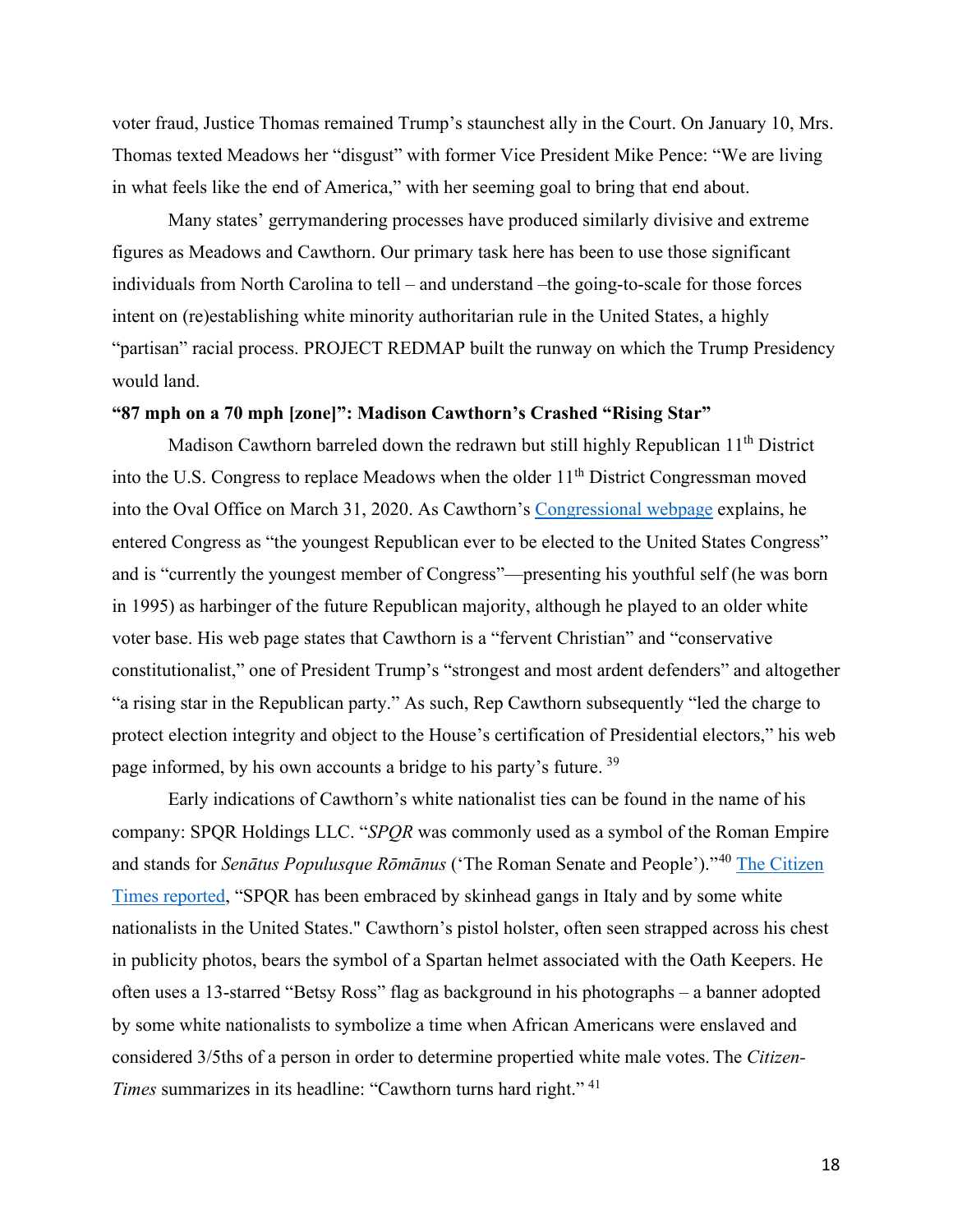voter fraud, Justice Thomas remained Trump's staunchest ally in the Court. On January 10, Mrs. Thomas texted Meadows her "disgust" with former Vice President Mike Pence: "We are living in what feels like the end of America," with her seeming goal to bring that end about.

Many states' gerrymandering processes have produced similarly divisive and extreme figures as Meadows and Cawthorn. Our primary task here has been to use those significant individuals from North Carolina to tell – and understand –the going-to-scale for those forces intent on (re)establishing white minority authoritarian rule in the United States, a highly "partisan" racial process. PROJECT REDMAP built the runway on which the Trump Presidency would land.

**"87 mph on a 70 mph [zone]": Madison Cawthorn's Crashed "Rising Star"**

Madison Cawthorn barreled down the redrawn but still highly Republican 11th District into the U.S. Congress to replace Meadows when the older 11th District Congressman moved into the Oval Office on March 31, 2020. As Cawthorn's Congressional webpage explains, he entered Congress as "the youngest Republican ever to be elected to the United States Congress" and is "currently the youngest member of Congress"—presenting his youthful self (he was born in 1995) as harbinger of the future Republican majority, although he played to an older white voter base. His web page states that Cawthorn is a "fervent Christian" and "conservative constitutionalist," one of President Trump's "strongest and most ardent defenders" and altogether "a rising star in the Republican party." As such, Rep Cawthorn subsequently "led the charge to protect election integrity and object to the House's certification of Presidential electors," his web page informed, by his own accounts a bridge to his party's future. [39]

Early indications of Cawthorn's white nationalist ties can be found in the name of his company: SPQR Holdings LLC. "*SPQR* was commonly used as a symbol of the Roman Empire and stands for *Senātus Populusque Rōmānus* ('The Roman Senate and People')."[40] The Citizen Times reported, "SPQR has been embraced by skinhead gangs in Italy and by some white nationalists in the United States." Cawthorn's pistol holster, often seen strapped across his chest in publicity photos, bears the symbol of a Spartan helmet associated with the Oath Keepers. He often uses a 13-starred "Betsy Ross" flag as background in his photographs – a banner adopted by some white nationalists to symbolize a time when African Americans were enslaved and considered 3/5ths of a person in order to determine propertied white male votes. The *Citizen-Times* summarizes in its headline: "Cawthorn turns hard right." [41]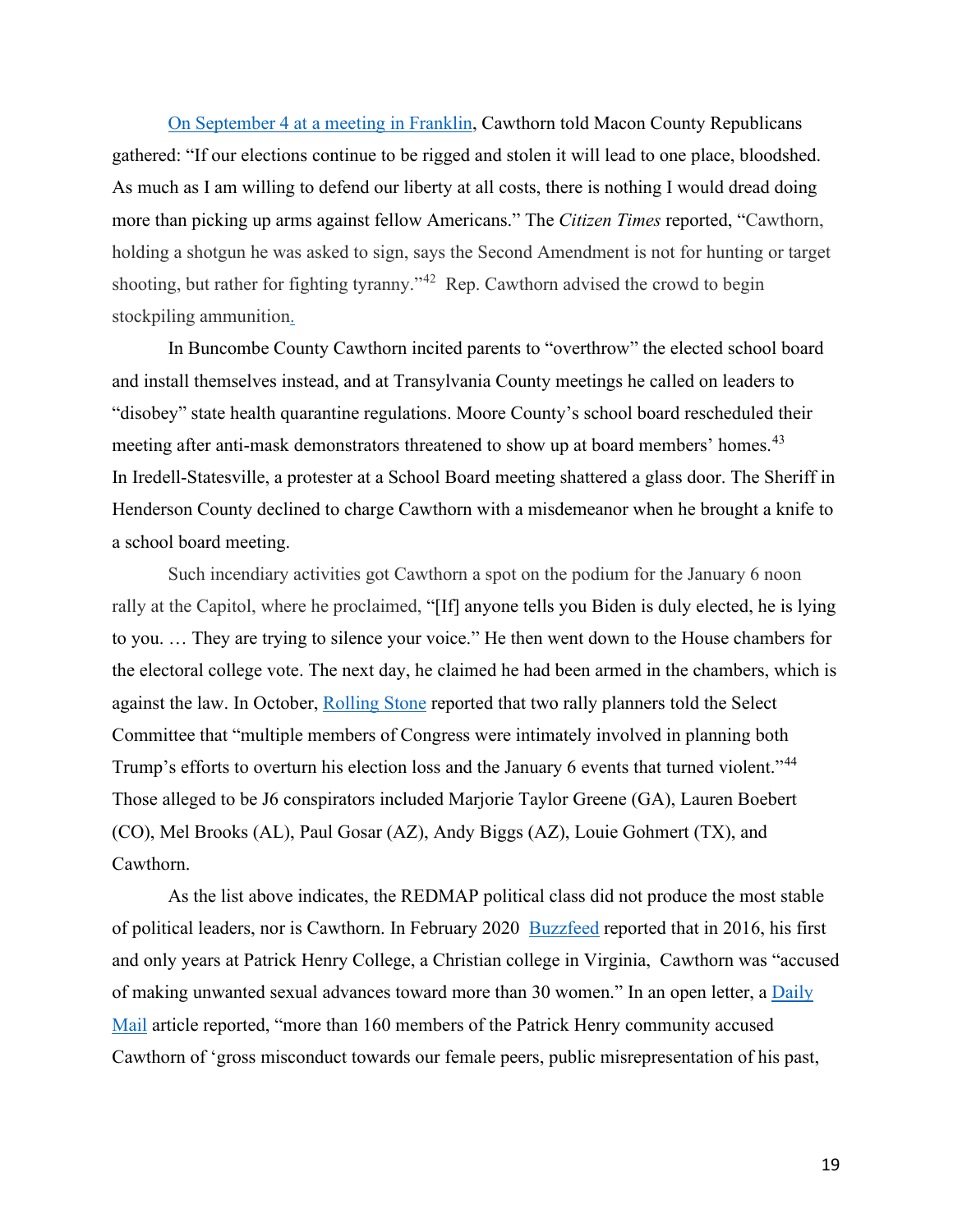On September 4 at a meeting in Franklin, Cawthorn told Macon County Republicans gathered: "If our elections continue to be rigged and stolen it will lead to one place, bloodshed. As much as I am willing to defend our liberty at all costs, there is nothing I would dread doing more than picking up arms against fellow Americans." The *Citizen Times* reported, "Cawthorn, holding a shotgun he was asked to sign, says the Second Amendment is not for hunting or target shooting, but rather for fighting tyranny."[42] Rep. Cawthorn advised the crowd to begin stockpiling ammunition.

In Buncombe County Cawthorn incited parents to "overthrow" the elected school board and install themselves instead, and at Transylvania County meetings he called on leaders to "disobey" state health quarantine regulations. Moore County's school board rescheduled their meeting after anti-mask demonstrators threatened to show up at board members' homes.[43] In Iredell-Statesville, a protester at a School Board meeting shattered a glass door. The Sheriff in Henderson County declined to charge Cawthorn with a misdemeanor when he brought a knife to a school board meeting.

Such incendiary activities got Cawthorn a spot on the podium for the January 6 noon rally at the Capitol, where he proclaimed, "[If] anyone tells you Biden is duly elected, he is lying to you. … They are trying to silence your voice." He then went down to the House chambers for the electoral college vote. The next day, he claimed he had been armed in the chambers, which is against the law. In October, Rolling Stone reported that two rally planners told the Select Committee that "multiple members of Congress were intimately involved in planning both Trump's efforts to overturn his election loss and the January 6 events that turned violent."[44] Those alleged to be J6 conspirators included Marjorie Taylor Greene (GA), Lauren Boebert (CO), Mel Brooks (AL), Paul Gosar (AZ), Andy Biggs (AZ), Louie Gohmert (TX), and Cawthorn.

As the list above indicates, the REDMAP political class did not produce the most stable of political leaders, nor is Cawthorn. In February 2020 Buzzfeed reported that in 2016, his first and only years at Patrick Henry College, a Christian college in Virginia, Cawthorn was "accused of making unwanted sexual advances toward more than 30 women." In an open letter, a Daily Mail article reported, "more than 160 members of the Patrick Henry community accused Cawthorn of 'gross misconduct towards our female peers, public misrepresentation of his past,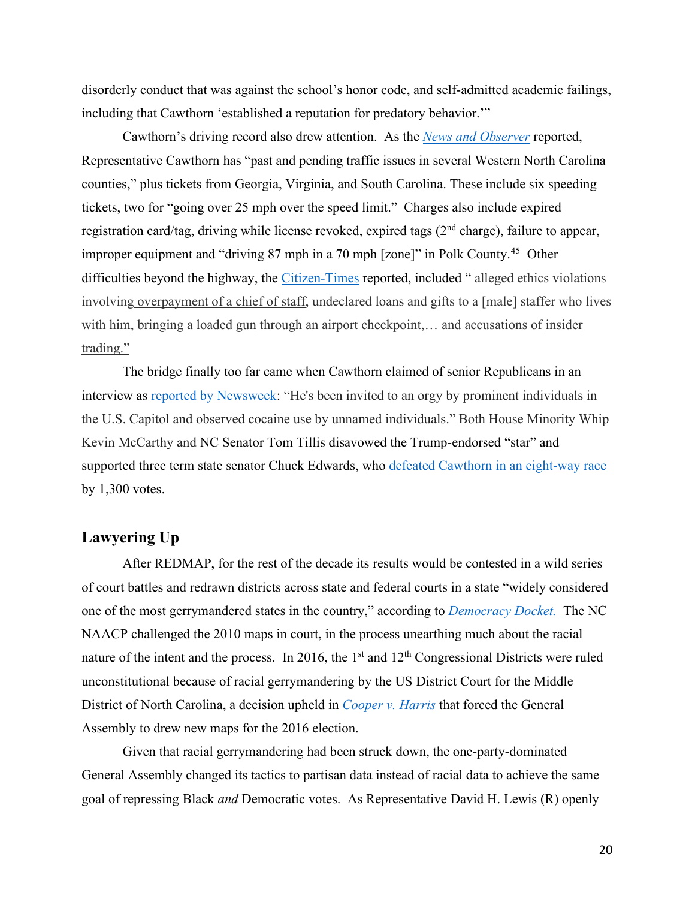disorderly conduct that was against the school's honor code, and self-admitted academic failings, including that Cawthorn 'established a reputation for predatory behavior.'"

Cawthorn's driving record also drew attention. As the *News and Observer* reported, Representative Cawthorn has "past and pending traffic issues in several Western North Carolina counties," plus tickets from Georgia, Virginia, and South Carolina. These include six speeding tickets, two for "going over 25 mph over the speed limit." Charges also include expired registration card/tag, driving while license revoked, expired tags (2nd charge), failure to appear, improper equipment and "driving 87 mph in a 70 mph [zone]" in Polk County.[45] Other difficulties beyond the highway, the Citizen-Times reported, included " alleged ethics violations involving overpayment of a chief of staff, undeclared loans and gifts to a [male] staffer who lives with him, bringing a loaded gun through an airport checkpoint,… and accusations of insider trading."

The bridge finally too far came when Cawthorn claimed of senior Republicans in an interview as reported by Newsweek: "He's been invited to an orgy by prominent individuals in the U.S. Capitol and observed cocaine use by unnamed individuals." Both House Minority Whip Kevin McCarthy and NC Senator Tom Tillis disavowed the Trump-endorsed "star" and supported three term state senator Chuck Edwards, who defeated Cawthorn in an eight-way race by 1,300 votes.

## Lawyering Up

After REDMAP, for the rest of the decade its results would be contested in a wild series of court battles and redrawn districts across state and federal courts in a state "widely considered one of the most gerrymandered states in the country," according to *Democracy Docket.* The NC NAACP challenged the 2010 maps in court, in the process unearthing much about the racial nature of the intent and the process. In 2016, the 1st and 12th Congressional Districts were ruled unconstitutional because of racial gerrymandering by the US District Court for the Middle District of North Carolina, a decision upheld in *Cooper v. Harris* that forced the General Assembly to drew new maps for the 2016 election.

Given that racial gerrymandering had been struck down, the one-party-dominated General Assembly changed its tactics to partisan data instead of racial data to achieve the same goal of repressing Black *and* Democratic votes. As Representative David H. Lewis (R) openly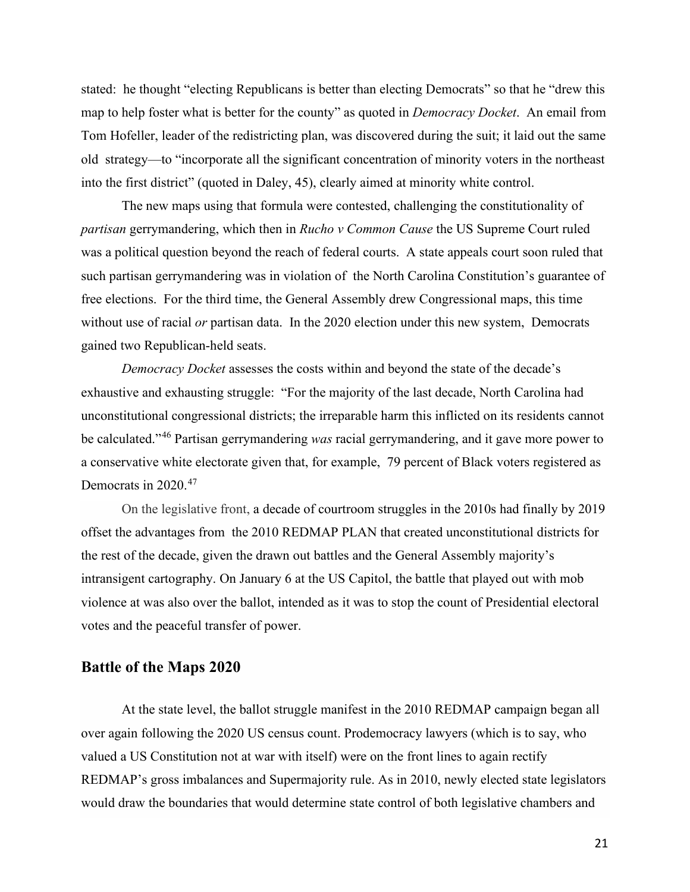stated: he thought "electing Republicans is better than electing Democrats" so that he "drew this map to help foster what is better for the county" as quoted in *Democracy Docket*. An email from Tom Hofeller, leader of the redistricting plan, was discovered during the suit; it laid out the same old strategy—to "incorporate all the significant concentration of minority voters in the northeast into the first district" (quoted in Daley, 45), clearly aimed at minority white control.

The new maps using that formula were contested, challenging the constitutionality of *partisan* gerrymandering, which then in *Rucho v Common Cause* the US Supreme Court ruled was a political question beyond the reach of federal courts. A state appeals court soon ruled that such partisan gerrymandering was in violation of the North Carolina Constitution's guarantee of free elections. For the third time, the General Assembly drew Congressional maps, this time without use of racial *or* partisan data. In the 2020 election under this new system, Democrats gained two Republican-held seats.

*Democracy Docket* assesses the costs within and beyond the state of the decade's exhaustive and exhausting struggle: "For the majority of the last decade, North Carolina had unconstitutional congressional districts; the irreparable harm this inflicted on its residents cannot be calculated."[46] Partisan gerrymandering *was* racial gerrymandering, and it gave more power to a conservative white electorate given that, for example, 79 percent of Black voters registered as Democrats in 2020.[47]

On the legislative front, a decade of courtroom struggles in the 2010s had finally by 2019 offset the advantages from the 2010 REDMAP PLAN that created unconstitutional districts for the rest of the decade, given the drawn out battles and the General Assembly majority's intransigent cartography. On January 6 at the US Capitol, the battle that played out with mob violence at was also over the ballot, intended as it was to stop the count of Presidential electoral votes and the peaceful transfer of power.

## Battle of the Maps 2020

At the state level, the ballot struggle manifest in the 2010 REDMAP campaign began all over again following the 2020 US census count. Prodemocracy lawyers (which is to say, who valued a US Constitution not at war with itself) were on the front lines to again rectify REDMAP's gross imbalances and Supermajority rule. As in 2010, newly elected state legislators would draw the boundaries that would determine state control of both legislative chambers and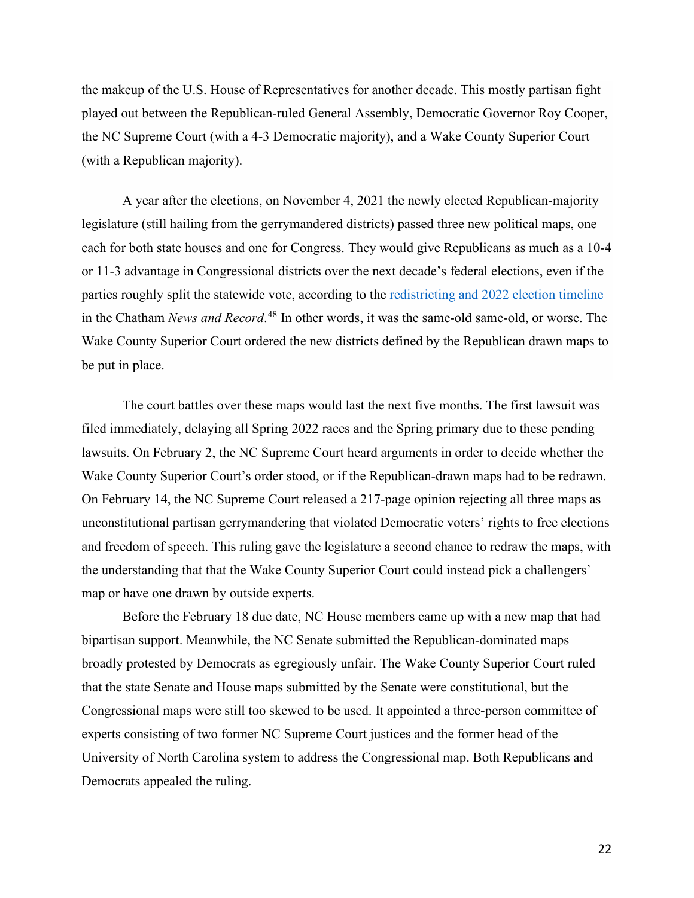the makeup of the U.S. House of Representatives for another decade. This mostly partisan fight played out between the Republican-ruled General Assembly, Democratic Governor Roy Cooper, the NC Supreme Court (with a 4-3 Democratic majority), and a Wake County Superior Court (with a Republican majority).

A year after the elections, on November 4, 2021 the newly elected Republican-majority legislature (still hailing from the gerrymandered districts) passed three new political maps, one each for both state houses and one for Congress. They would give Republicans as much as a 10-4 or 11-3 advantage in Congressional districts over the next decade's federal elections, even if the parties roughly split the statewide vote, according to the [redistricting and 2022 election timeline](redistricting and 2022 election timeline) in the Chatham *News and Record*.[48] In other words, it was the same-old same-old, or worse. The Wake County Superior Court ordered the new districts defined by the Republican drawn maps to be put in place.

The court battles over these maps would last the next five months. The first lawsuit was filed immediately, delaying all Spring 2022 races and the Spring primary due to these pending lawsuits. On February 2, the NC Supreme Court heard arguments in order to decide whether the Wake County Superior Court's order stood, or if the Republican-drawn maps had to be redrawn. On February 14, the NC Supreme Court released a 217-page opinion rejecting all three maps as unconstitutional partisan gerrymandering that violated Democratic voters' rights to free elections and freedom of speech. This ruling gave the legislature a second chance to redraw the maps, with the understanding that that the Wake County Superior Court could instead pick a challengers' map or have one drawn by outside experts.

Before the February 18 due date, NC House members came up with a new map that had bipartisan support. Meanwhile, the NC Senate submitted the Republican-dominated maps broadly protested by Democrats as egregiously unfair. The Wake County Superior Court ruled that the state Senate and House maps submitted by the Senate were constitutional, but the Congressional maps were still too skewed to be used. It appointed a three-person committee of experts consisting of two former NC Supreme Court justices and the former head of the University of North Carolina system to address the Congressional map. Both Republicans and Democrats appealed the ruling.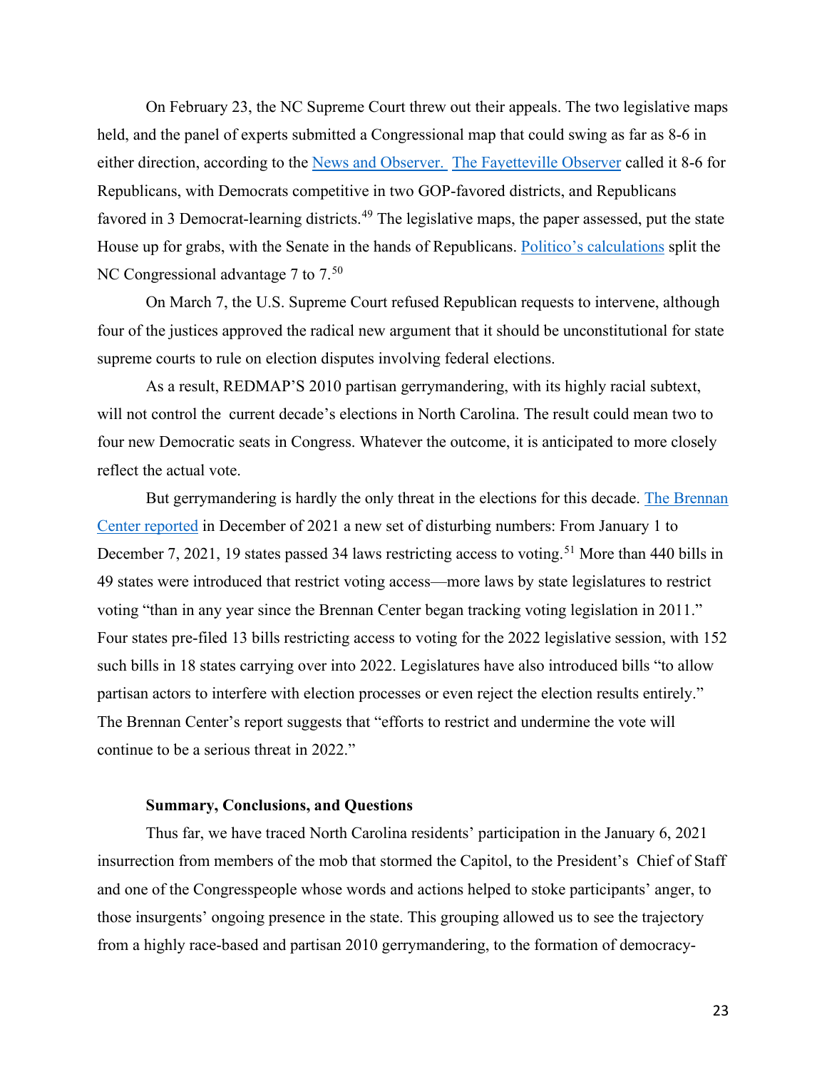On February 23, the NC Supreme Court threw out their appeals. The two legislative maps held, and the panel of experts submitted a Congressional map that could swing as far as 8-6 in either direction, according to the News and Observer. The Fayetteville Observer called it 8-6 for Republicans, with Democrats competitive in two GOP-favored districts, and Republicans favored in 3 Democrat-learning districts.[49] The legislative maps, the paper assessed, put the state House up for grabs, with the Senate in the hands of Republicans. Politico's calculations split the NC Congressional advantage 7 to 7.[50]

On March 7, the U.S. Supreme Court refused Republican requests to intervene, although four of the justices approved the radical new argument that it should be unconstitutional for state supreme courts to rule on election disputes involving federal elections.

As a result, REDMAP'S 2010 partisan gerrymandering, with its highly racial subtext, will not control the current decade's elections in North Carolina. The result could mean two to four new Democratic seats in Congress. Whatever the outcome, it is anticipated to more closely reflect the actual vote.

But gerrymandering is hardly the only threat in the elections for this decade. The Brennan Center reported in December of 2021 a new set of disturbing numbers: From January 1 to December 7, 2021, 19 states passed 34 laws restricting access to voting.[51] More than 440 bills in 49 states were introduced that restrict voting access—more laws by state legislatures to restrict voting "than in any year since the Brennan Center began tracking voting legislation in 2011." Four states pre-filed 13 bills restricting access to voting for the 2022 legislative session, with 152 such bills in 18 states carrying over into 2022. Legislatures have also introduced bills "to allow partisan actors to interfere with election processes or even reject the election results entirely." The Brennan Center's report suggests that "efforts to restrict and undermine the vote will continue to be a serious threat in 2022."

**Summary, Conclusions, and Questions**

Thus far, we have traced North Carolina residents' participation in the January 6, 2021 insurrection from members of the mob that stormed the Capitol, to the President's Chief of Staff and one of the Congresspeople whose words and actions helped to stoke participants' anger, to those insurgents' ongoing presence in the state. This grouping allowed us to see the trajectory from a highly race-based and partisan 2010 gerrymandering, to the formation of democracy-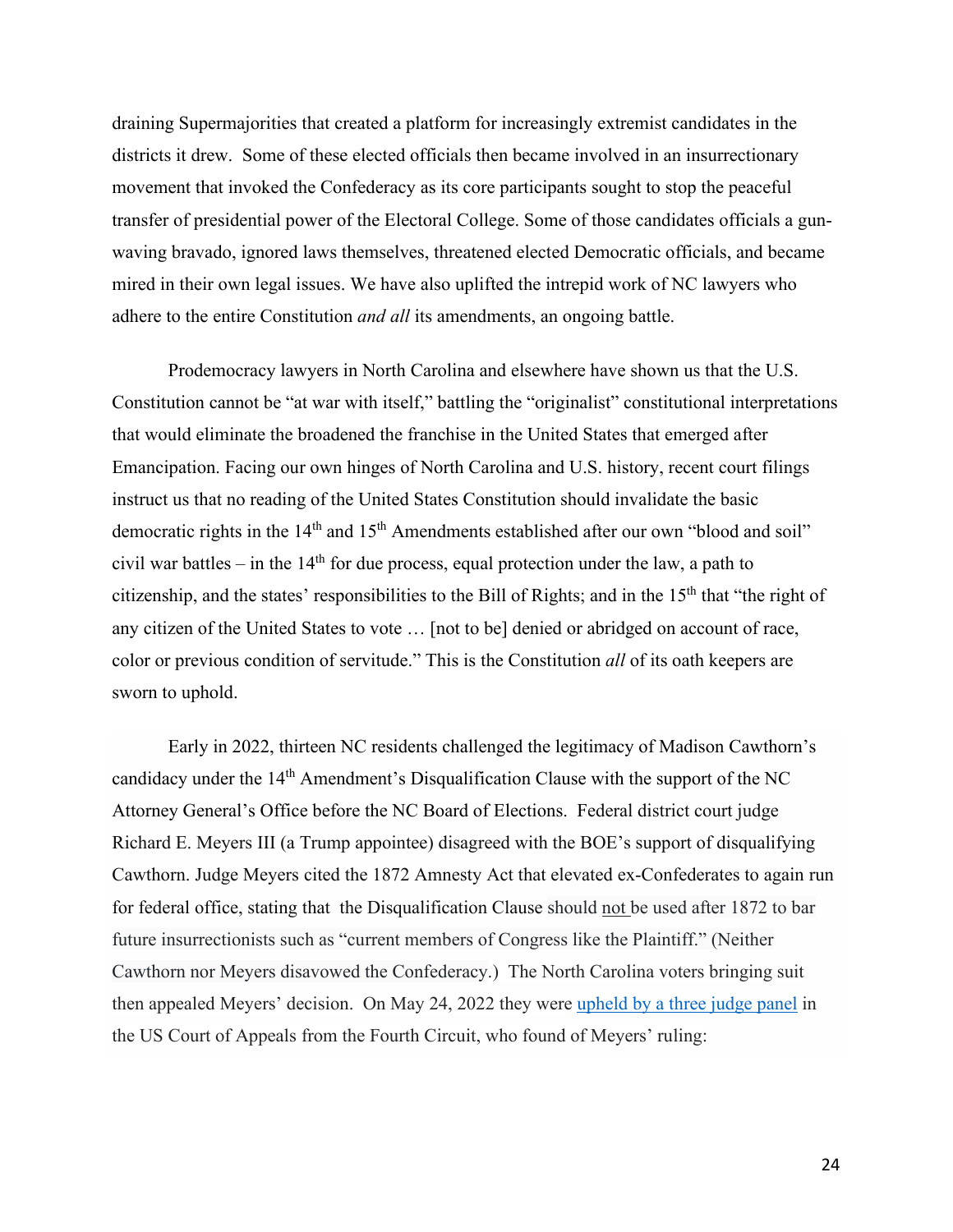draining Supermajorities that created a platform for increasingly extremist candidates in the districts it drew. Some of these elected officials then became involved in an insurrectionary movement that invoked the Confederacy as its core participants sought to stop the peaceful transfer of presidential power of the Electoral College. Some of those candidates officials a gun-waving bravado, ignored laws themselves, threatened elected Democratic officials, and became mired in their own legal issues. We have also uplifted the intrepid work of NC lawyers who adhere to the entire Constitution *and all* its amendments, an ongoing battle.

Prodemocracy lawyers in North Carolina and elsewhere have shown us that the U.S. Constitution cannot be "at war with itself," battling the "originalist" constitutional interpretations that would eliminate the broadened the franchise in the United States that emerged after Emancipation. Facing our own hinges of North Carolina and U.S. history, recent court filings instruct us that no reading of the United States Constitution should invalidate the basic democratic rights in the 14th and 15th Amendments established after our own "blood and soil" civil war battles – in the 14th for due process, equal protection under the law, a path to citizenship, and the states' responsibilities to the Bill of Rights; and in the 15th that "the right of any citizen of the United States to vote … [not to be] denied or abridged on account of race, color or previous condition of servitude." This is the Constitution *all* of its oath keepers are sworn to uphold.

Early in 2022, thirteen NC residents challenged the legitimacy of Madison Cawthorn's candidacy under the 14th Amendment's Disqualification Clause with the support of the NC Attorney General's Office before the NC Board of Elections. Federal district court judge Richard E. Meyers III (a Trump appointee) disagreed with the BOE's support of disqualifying Cawthorn. Judge Meyers cited the 1872 Amnesty Act that elevated ex-Confederates to again run for federal office, stating that the Disqualification Clause should not be used after 1872 to bar future insurrectionists such as "current members of Congress like the Plaintiff." (Neither Cawthorn nor Meyers disavowed the Confederacy.) The North Carolina voters bringing suit then appealed Meyers' decision. On May 24, 2022 they were upheld by a three judge panel in the US Court of Appeals from the Fourth Circuit, who found of Meyers' ruling: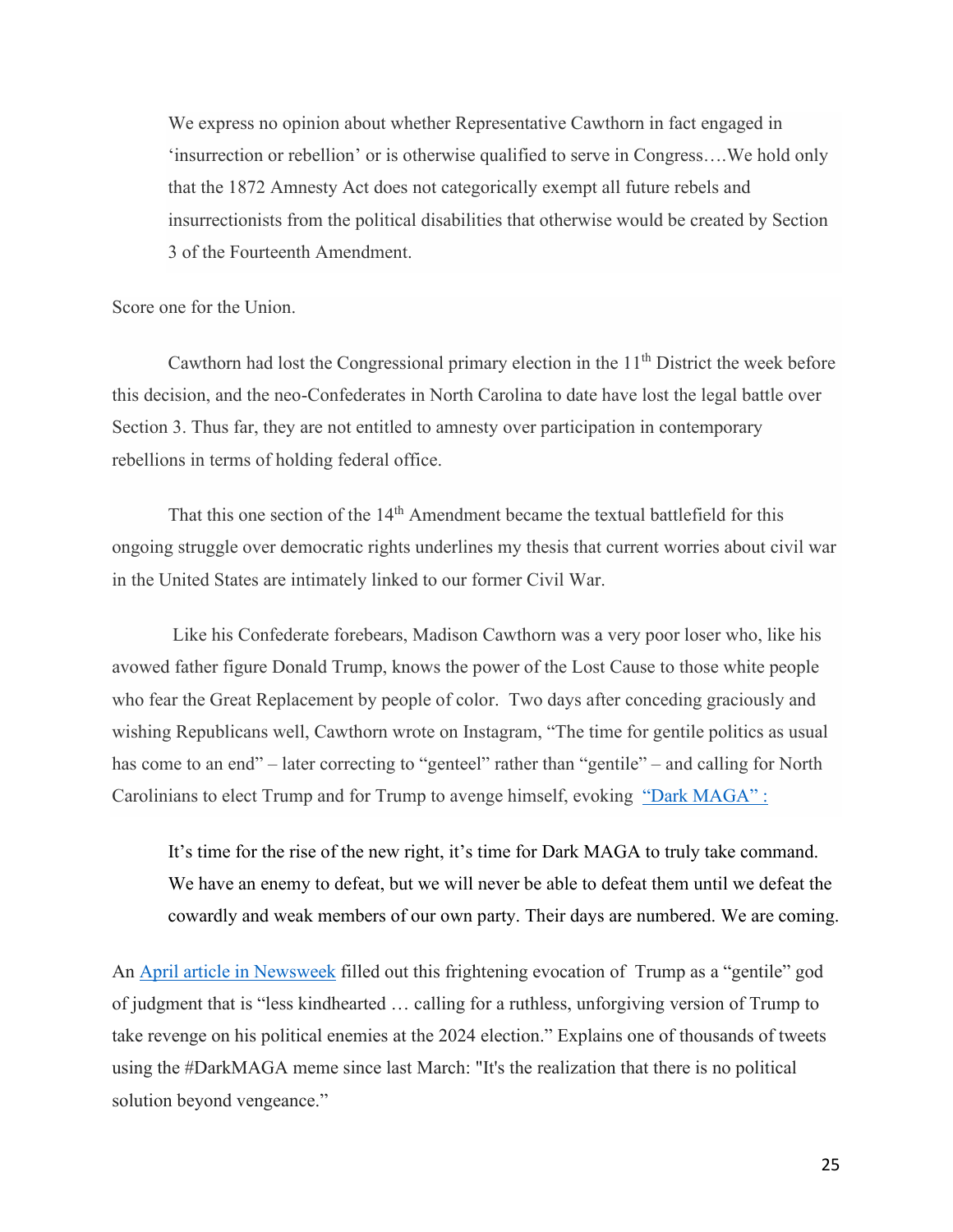> We express no opinion about whether Representative Cawthorn in fact engaged in 'insurrection or rebellion' or is otherwise qualified to serve in Congress….We hold only that the 1872 Amnesty Act does not categorically exempt all future rebels and insurrectionists from the political disabilities that otherwise would be created by Section 3 of the Fourteenth Amendment.

Score one for the Union.

Cawthorn had lost the Congressional primary election in the 11th District the week before this decision, and the neo-Confederates in North Carolina to date have lost the legal battle over Section 3. Thus far, they are not entitled to amnesty over participation in contemporary rebellions in terms of holding federal office.

That this one section of the 14th Amendment became the textual battlefield for this ongoing struggle over democratic rights underlines my thesis that current worries about civil war in the United States are intimately linked to our former Civil War.

Like his Confederate forebears, Madison Cawthorn was a very poor loser who, like his avowed father figure Donald Trump, knows the power of the Lost Cause to those white people who fear the Great Replacement by people of color. Two days after conceding graciously and wishing Republicans well, Cawthorn wrote on Instagram, "The time for gentile politics as usual has come to an end" – later correcting to "genteel" rather than "gentile" – and calling for North Carolinians to elect Trump and for Trump to avenge himself, evoking "Dark MAGA" :

> It's time for the rise of the new right, it's time for Dark MAGA to truly take command. We have an enemy to defeat, but we will never be able to defeat them until we defeat the cowardly and weak members of our own party. Their days are numbered. We are coming.

An April article in Newsweek filled out this frightening evocation of Trump as a "gentile" god of judgment that is "less kindhearted … calling for a ruthless, unforgiving version of Trump to take revenge on his political enemies at the 2024 election." Explains one of thousands of tweets using the #DarkMAGA meme since last March: "It's the realization that there is no political solution beyond vengeance."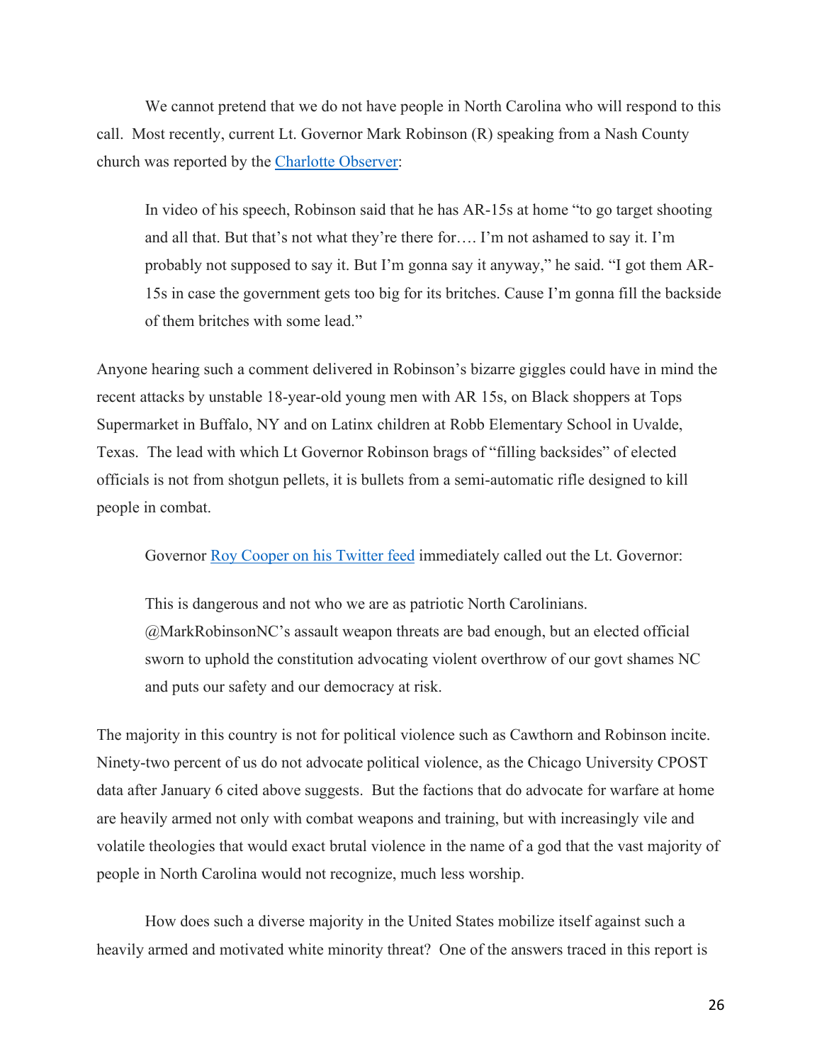We cannot pretend that we do not have people in North Carolina who will respond to this call. Most recently, current Lt. Governor Mark Robinson (R) speaking from a Nash County church was reported by the Charlotte Observer:

> In video of his speech, Robinson said that he has AR-15s at home "to go target shooting and all that. But that's not what they're there for…. I'm not ashamed to say it. I'm probably not supposed to say it. But I'm gonna say it anyway," he said. "I got them AR-15s in case the government gets too big for its britches. Cause I'm gonna fill the backside of them britches with some lead."

Anyone hearing such a comment delivered in Robinson's bizarre giggles could have in mind the recent attacks by unstable 18-year-old young men with AR 15s, on Black shoppers at Tops Supermarket in Buffalo, NY and on Latinx children at Robb Elementary School in Uvalde, Texas. The lead with which Lt Governor Robinson brags of "filling backsides" of elected officials is not from shotgun pellets, it is bullets from a semi-automatic rifle designed to kill people in combat.

Governor Roy Cooper on his Twitter feed immediately called out the Lt. Governor:

> This is dangerous and not who we are as patriotic North Carolinians. @MarkRobinsonNC's assault weapon threats are bad enough, but an elected official sworn to uphold the constitution advocating violent overthrow of our govt shames NC and puts our safety and our democracy at risk.

The majority in this country is not for political violence such as Cawthorn and Robinson incite. Ninety-two percent of us do not advocate political violence, as the Chicago University CPOST data after January 6 cited above suggests. But the factions that do advocate for warfare at home are heavily armed not only with combat weapons and training, but with increasingly vile and volatile theologies that would exact brutal violence in the name of a god that the vast majority of people in North Carolina would not recognize, much less worship.

How does such a diverse majority in the United States mobilize itself against such a heavily armed and motivated white minority threat? One of the answers traced in this report is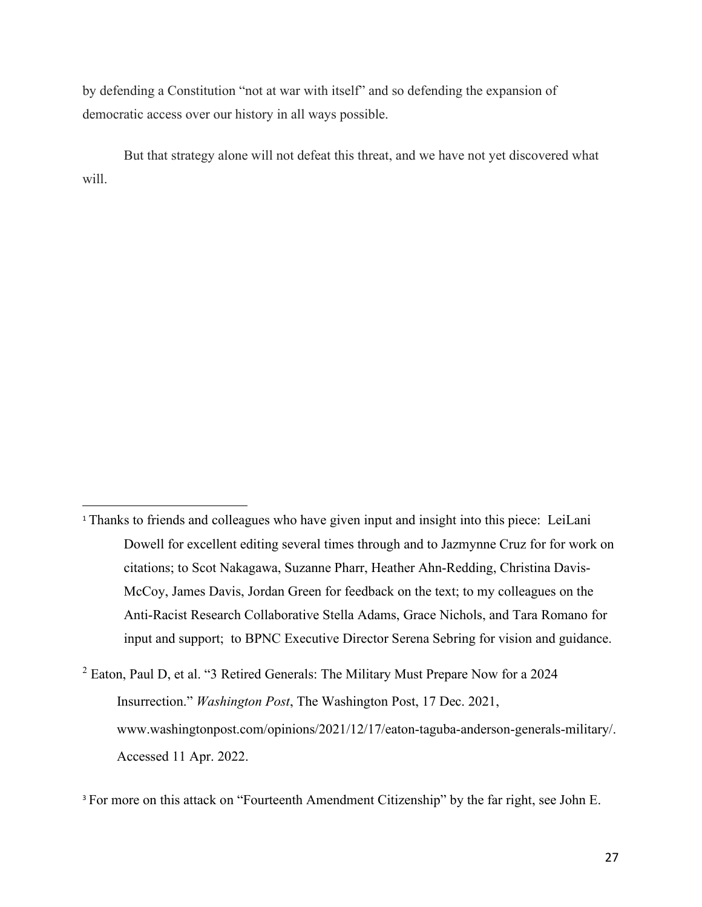by defending a Constitution "not at war with itself" and so defending the expansion of democratic access over our history in all ways possible.

But that strategy alone will not defeat this threat, and we have not yet discovered what will.

---

[1] Thanks to friends and colleagues who have given input and insight into this piece: LeiLani Dowell for excellent editing several times through and to Jazmynne Cruz for for work on citations; to Scot Nakagawa, Suzanne Pharr, Heather Ahn-Redding, Christina Davis-McCoy, James Davis, Jordan Green for feedback on the text; to my colleagues on the Anti-Racist Research Collaborative Stella Adams, Grace Nichols, and Tara Romano for input and support; to BPNC Executive Director Serena Sebring for vision and guidance.

[2] Eaton, Paul D, et al. "3 Retired Generals: The Military Must Prepare Now for a 2024 Insurrection." *Washington Post*, The Washington Post, 17 Dec. 2021, www.washingtonpost.com/opinions/2021/12/17/eaton-taguba-anderson-generals-military/. Accessed 11 Apr. 2022.

[3] For more on this attack on "Fourteenth Amendment Citizenship" by the far right, see John E.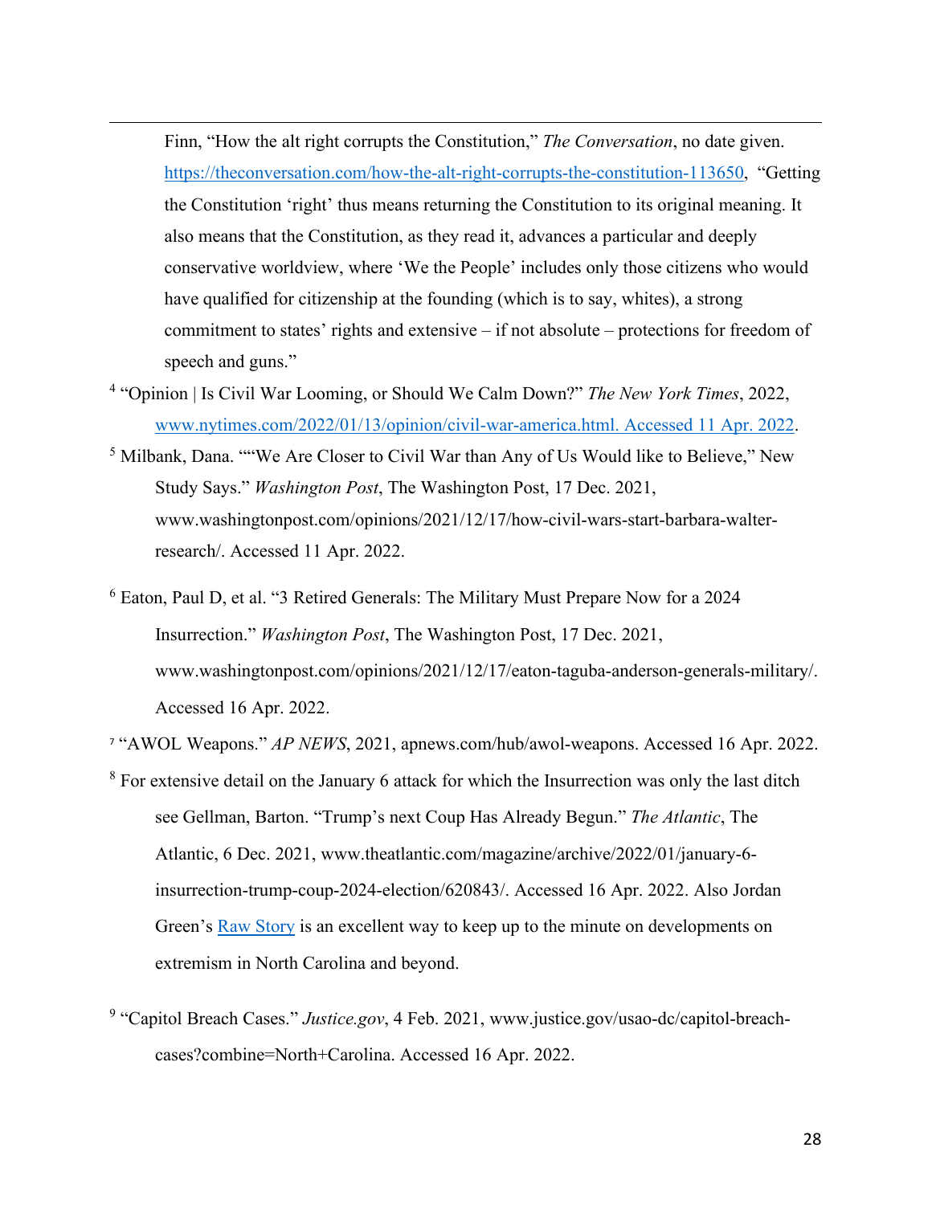Finn, "How the alt right corrupts the Constitution," *The Conversation*, no date given. [https://theconversation.com/how-the-alt-right-corrupts-the-constitution-113650](https://theconversation.com/how-the-alt-right-corrupts-the-constitution-113650), "Getting the Constitution 'right' thus means returning the Constitution to its original meaning. It also means that the Constitution, as they read it, advances a particular and deeply conservative worldview, where 'We the People' includes only those citizens who would have qualified for citizenship at the founding (which is to say, whites), a strong commitment to states' rights and extensive – if not absolute – protections for freedom of speech and guns."

[4] "Opinion | Is Civil War Looming, or Should We Calm Down?" *The New York Times*, 2022, [www.nytimes.com/2022/01/13/opinion/civil-war-america.html. Accessed 11 Apr. 2022](www.nytimes.com/2022/01/13/opinion/civil-war-america.html).

[5] Milbank, Dana. ""We Are Closer to Civil War than Any of Us Would like to Believe," New Study Says." *Washington Post*, The Washington Post, 17 Dec. 2021, www.washingtonpost.com/opinions/2021/12/17/how-civil-wars-start-barbara-walter-research/. Accessed 11 Apr. 2022.

[6] Eaton, Paul D, et al. "3 Retired Generals: The Military Must Prepare Now for a 2024 Insurrection." *Washington Post*, The Washington Post, 17 Dec. 2021, www.washingtonpost.com/opinions/2021/12/17/eaton-taguba-anderson-generals-military/. Accessed 16 Apr. 2022.

[7] "AWOL Weapons." *AP NEWS*, 2021, apnews.com/hub/awol-weapons. Accessed 16 Apr. 2022.

[8] For extensive detail on the January 6 attack for which the Insurrection was only the last ditch see Gellman, Barton. "Trump's next Coup Has Already Begun." *The Atlantic*, The Atlantic, 6 Dec. 2021, www.theatlantic.com/magazine/archive/2022/01/january-6-insurrection-trump-coup-2024-election/620843/. Accessed 16 Apr. 2022. Also Jordan Green's [Raw Story]() is an excellent way to keep up to the minute on developments on extremism in North Carolina and beyond.

[9] "Capitol Breach Cases." *Justice.gov*, 4 Feb. 2021, www.justice.gov/usao-dc/capitol-breach-cases?combine=North+Carolina. Accessed 16 Apr. 2022.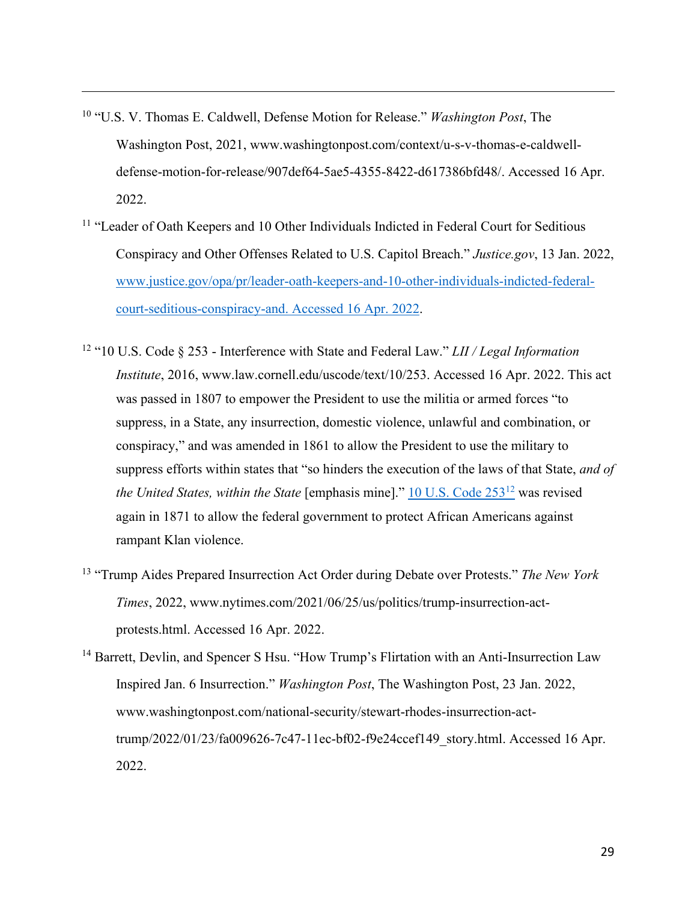[10] "U.S. V. Thomas E. Caldwell, Defense Motion for Release." *Washington Post*, The Washington Post, 2021, www.washingtonpost.com/context/u-s-v-thomas-e-caldwell-defense-motion-for-release/907def64-5ae5-4355-8422-d617386bfd48/. Accessed 16 Apr. 2022.

[11] "Leader of Oath Keepers and 10 Other Individuals Indicted in Federal Court for Seditious Conspiracy and Other Offenses Related to U.S. Capitol Breach." *Justice.gov*, 13 Jan. 2022, www.justice.gov/opa/pr/leader-oath-keepers-and-10-other-individuals-indicted-federal-court-seditious-conspiracy-and. Accessed 16 Apr. 2022.

[12] "10 U.S. Code § 253 - Interference with State and Federal Law." *LII / Legal Information Institute*, 2016, www.law.cornell.edu/uscode/text/10/253. Accessed 16 Apr. 2022. This act was passed in 1807 to empower the President to use the militia or armed forces "to suppress, in a State, any insurrection, domestic violence, unlawful and combination, or conspiracy," and was amended in 1861 to allow the President to use the military to suppress efforts within states that "so hinders the execution of the laws of that State, *and of the United States, within the State* [emphasis mine]." 10 U.S. Code 253[12] was revised again in 1871 to allow the federal government to protect African Americans against rampant Klan violence.

[13] "Trump Aides Prepared Insurrection Act Order during Debate over Protests." *The New York Times*, 2022, www.nytimes.com/2021/06/25/us/politics/trump-insurrection-act-protests.html. Accessed 16 Apr. 2022.

[14] Barrett, Devlin, and Spencer S Hsu. "How Trump's Flirtation with an Anti-Insurrection Law Inspired Jan. 6 Insurrection." *Washington Post*, The Washington Post, 23 Jan. 2022, www.washingtonpost.com/national-security/stewart-rhodes-insurrection-act-trump/2022/01/23/fa009626-7c47-11ec-bf02-f9e24ccef149_story.html. Accessed 16 Apr. 2022.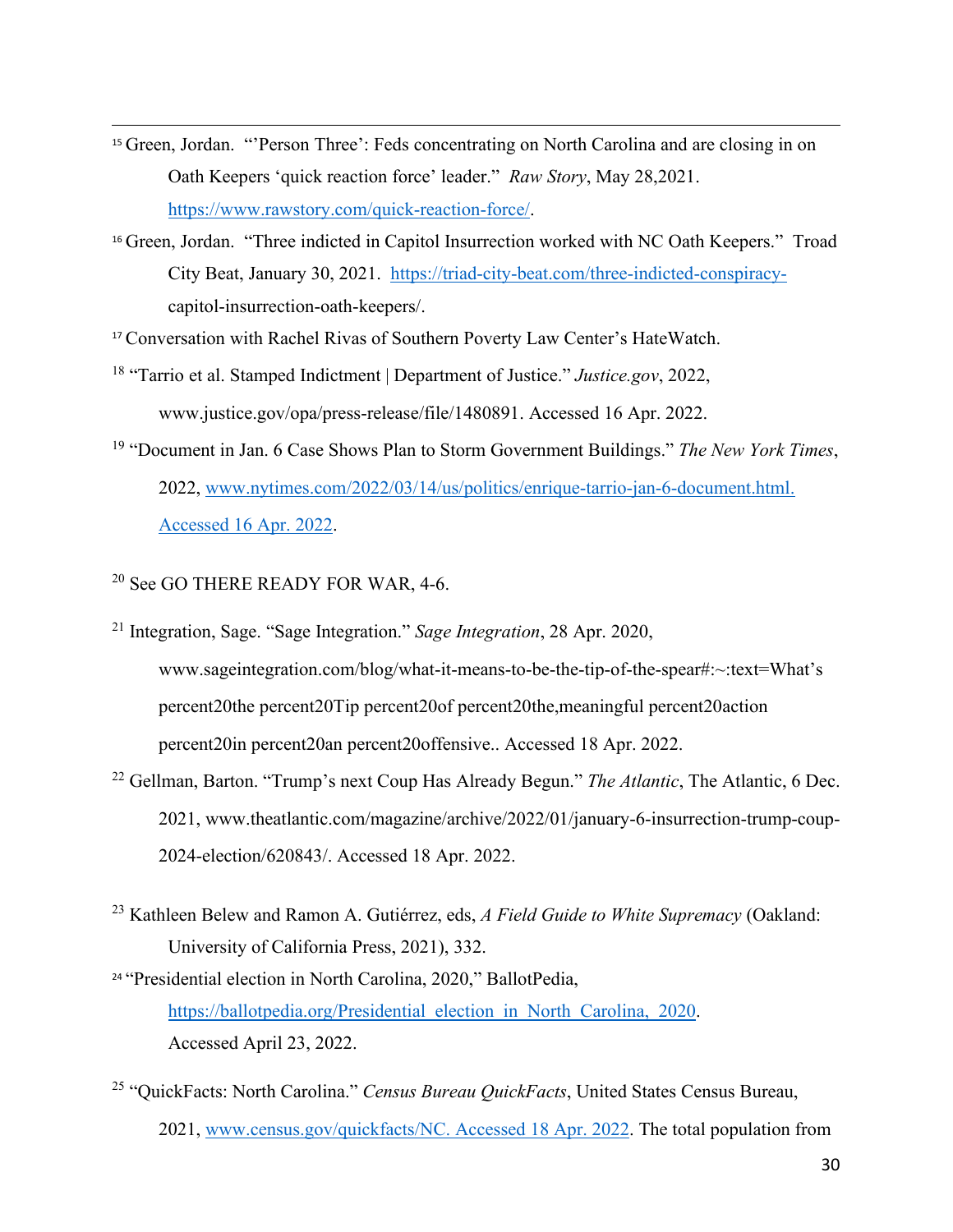[15] Green, Jordan. "'Person Three': Feds concentrating on North Carolina and are closing in on Oath Keepers 'quick reaction force' leader." *Raw Story*, May 28,2021. https://www.rawstory.com/quick-reaction-force/.

[16] Green, Jordan. "Three indicted in Capitol Insurrection worked with NC Oath Keepers." Troad City Beat, January 30, 2021. https://triad-city-beat.com/three-indicted-conspiracy-capitol-insurrection-oath-keepers/.

[17] Conversation with Rachel Rivas of Southern Poverty Law Center's HateWatch.

[18] "Tarrio et al. Stamped Indictment | Department of Justice." *Justice.gov*, 2022, www.justice.gov/opa/press-release/file/1480891. Accessed 16 Apr. 2022.

[19] "Document in Jan. 6 Case Shows Plan to Storm Government Buildings." *The New York Times*, 2022, www.nytimes.com/2022/03/14/us/politics/enrique-tarrio-jan-6-document.html. Accessed 16 Apr. 2022.

[20] See GO THERE READY FOR WAR, 4-6.

[21] Integration, Sage. "Sage Integration." *Sage Integration*, 28 Apr. 2020, www.sageintegration.com/blog/what-it-means-to-be-the-tip-of-the-spear#:~:text=What's percent20the percent20Tip percent20of percent20the,meaningful percent20action percent20in percent20an percent20offensive.. Accessed 18 Apr. 2022.

[22] Gellman, Barton. "Trump's next Coup Has Already Begun." *The Atlantic*, The Atlantic, 6 Dec. 2021, www.theatlantic.com/magazine/archive/2022/01/january-6-insurrection-trump-coup-2024-election/620843/. Accessed 18 Apr. 2022.

[23] Kathleen Belew and Ramon A. Gutiérrez, eds, *A Field Guide to White Supremacy* (Oakland: University of California Press, 2021), 332.

[24] "Presidential election in North Carolina, 2020," BallotPedia, https://ballotpedia.org/Presidential_election_in_North_Carolina,_2020. Accessed April 23, 2022.

[25] "QuickFacts: North Carolina." *Census Bureau QuickFacts*, United States Census Bureau, 2021, www.census.gov/quickfacts/NC. Accessed 18 Apr. 2022. The total population from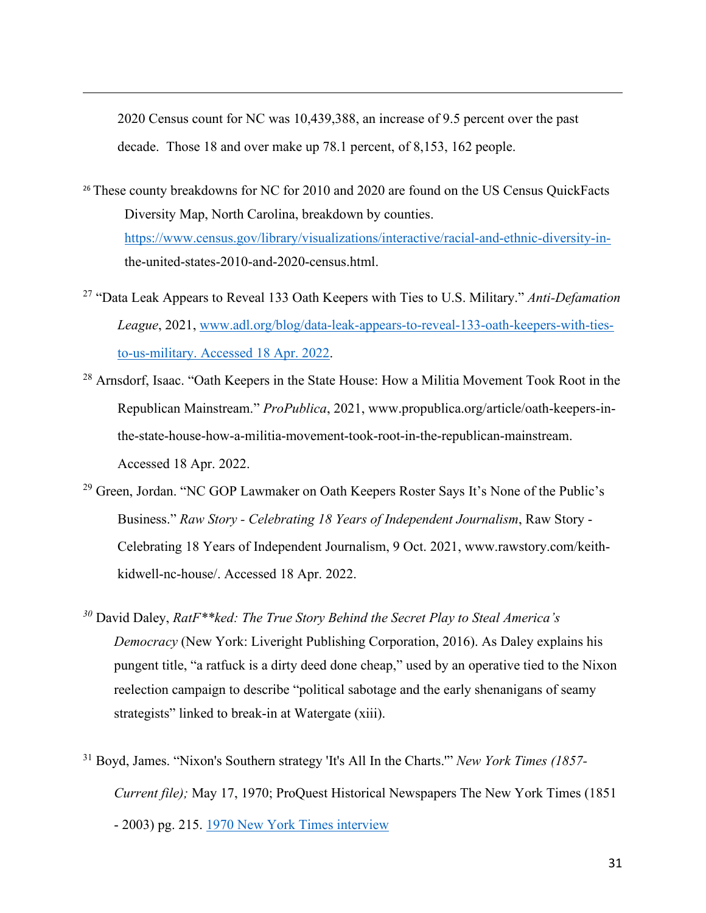2020 Census count for NC was 10,439,388, an increase of 9.5 percent over the past decade. Those 18 and over make up 78.1 percent, of 8,153, 162 people.

[26] These county breakdowns for NC for 2010 and 2020 are found on the US Census QuickFacts Diversity Map, North Carolina, breakdown by counties. https://www.census.gov/library/visualizations/interactive/racial-and-ethnic-diversity-in-the-united-states-2010-and-2020-census.html.

[27] "Data Leak Appears to Reveal 133 Oath Keepers with Ties to U.S. Military." *Anti-Defamation League*, 2021, www.adl.org/blog/data-leak-appears-to-reveal-133-oath-keepers-with-ties-to-us-military. Accessed 18 Apr. 2022.

[28] Arnsdorf, Isaac. "Oath Keepers in the State House: How a Militia Movement Took Root in the Republican Mainstream." *ProPublica*, 2021, www.propublica.org/article/oath-keepers-in-the-state-house-how-a-militia-movement-took-root-in-the-republican-mainstream. Accessed 18 Apr. 2022.

[29] Green, Jordan. "NC GOP Lawmaker on Oath Keepers Roster Says It's None of the Public's Business." *Raw Story - Celebrating 18 Years of Independent Journalism*, Raw Story - Celebrating 18 Years of Independent Journalism, 9 Oct. 2021, www.rawstory.com/keith-kidwell-nc-house/. Accessed 18 Apr. 2022.

[30] David Daley, *RatF**ked: The True Story Behind the Secret Play to Steal America's Democracy* (New York: Liveright Publishing Corporation, 2016). As Daley explains his pungent title, "a ratfuck is a dirty deed done cheap," used by an operative tied to the Nixon reelection campaign to describe "political sabotage and the early shenanigans of seamy strategists" linked to break-in at Watergate (xiii).

[31] Boyd, James. "Nixon's Southern strategy 'It's All In the Charts.'" *New York Times (1857-Current file);* May 17, 1970; ProQuest Historical Newspapers The New York Times (1851 - 2003) pg. 215. 1970 New York Times interview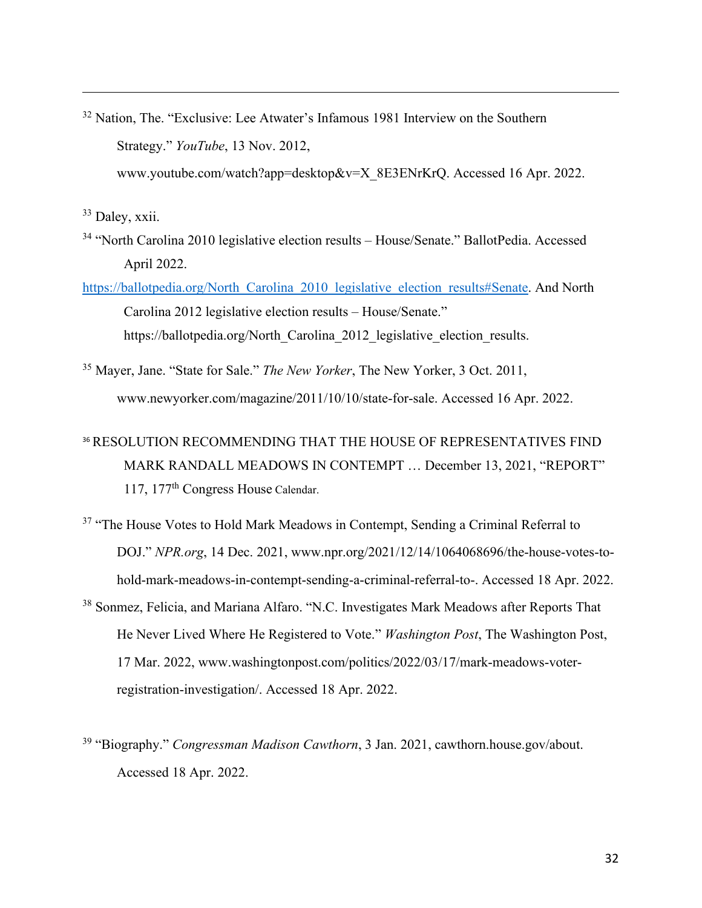[32] Nation, The. "Exclusive: Lee Atwater's Infamous 1981 Interview on the Southern Strategy." *YouTube*, 13 Nov. 2012, www.youtube.com/watch?app=desktop&v=X_8E3ENrKrQ. Accessed 16 Apr. 2022.

[33] Daley, xxii.

[34] "North Carolina 2010 legislative election results – House/Senate." BallotPedia. Accessed April 2022. https://ballotpedia.org/North_Carolina_2010_legislative_election_results#Senate. And North Carolina 2012 legislative election results – House/Senate." https://ballotpedia.org/North_Carolina_2012_legislative_election_results.

[35] Mayer, Jane. "State for Sale." *The New Yorker*, The New Yorker, 3 Oct. 2011, www.newyorker.com/magazine/2011/10/10/state-for-sale. Accessed 16 Apr. 2022.

[36] RESOLUTION RECOMMENDING THAT THE HOUSE OF REPRESENTATIVES FIND MARK RANDALL MEADOWS IN CONTEMPT … December 13, 2021, "REPORT" 117, 177th Congress House Calendar.

[37] "The House Votes to Hold Mark Meadows in Contempt, Sending a Criminal Referral to DOJ." *NPR.org*, 14 Dec. 2021, www.npr.org/2021/12/14/1064068696/the-house-votes-to-hold-mark-meadows-in-contempt-sending-a-criminal-referral-to-. Accessed 18 Apr. 2022.

[38] Sonmez, Felicia, and Mariana Alfaro. "N.C. Investigates Mark Meadows after Reports That He Never Lived Where He Registered to Vote." *Washington Post*, The Washington Post, 17 Mar. 2022, www.washingtonpost.com/politics/2022/03/17/mark-meadows-voter-registration-investigation/. Accessed 18 Apr. 2022.

[39] "Biography." *Congressman Madison Cawthorn*, 3 Jan. 2021, cawthorn.house.gov/about. Accessed 18 Apr. 2022.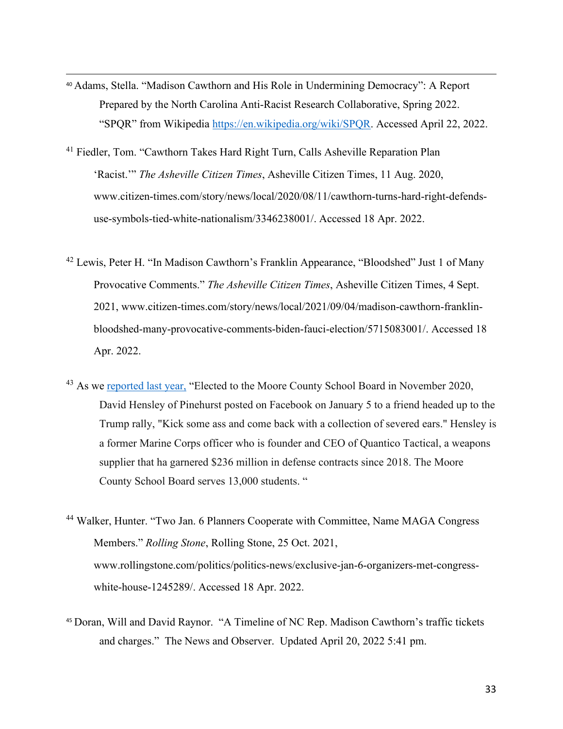[40] Adams, Stella. "Madison Cawthorn and His Role in Undermining Democracy": A Report Prepared by the North Carolina Anti-Racist Research Collaborative, Spring 2022. "SPQR" from Wikipedia [https://en.wikipedia.org/wiki/SPQR](https://en.wikipedia.org/wiki/SPQR). Accessed April 22, 2022.

[41] Fiedler, Tom. "Cawthorn Takes Hard Right Turn, Calls Asheville Reparation Plan 'Racist.'" *The Asheville Citizen Times*, Asheville Citizen Times, 11 Aug. 2020, www.citizen-times.com/story/news/local/2020/08/11/cawthorn-turns-hard-right-defends-use-symbols-tied-white-nationalism/3346238001/. Accessed 18 Apr. 2022.

[42] Lewis, Peter H. "In Madison Cawthorn's Franklin Appearance, "Bloodshed" Just 1 of Many Provocative Comments." *The Asheville Citizen Times*, Asheville Citizen Times, 4 Sept. 2021, www.citizen-times.com/story/news/local/2021/09/04/madison-cawthorn-franklin-bloodshed-many-provocative-comments-biden-fauci-election/5715083001/. Accessed 18 Apr. 2022.

[43] As we reported last year, "Elected to the Moore County School Board in November 2020, David Hensley of Pinehurst posted on Facebook on January 5 to a friend headed up to the Trump rally, "Kick some ass and come back with a collection of severed ears." Hensley is a former Marine Corps officer who is founder and CEO of Quantico Tactical, a weapons supplier that ha garnered $236 million in defense contracts since 2018. The Moore County School Board serves 13,000 students. "

[44] Walker, Hunter. "Two Jan. 6 Planners Cooperate with Committee, Name MAGA Congress Members." *Rolling Stone*, Rolling Stone, 25 Oct. 2021, www.rollingstone.com/politics/politics-news/exclusive-jan-6-organizers-met-congress-white-house-1245289/. Accessed 18 Apr. 2022.

[45] Doran, Will and David Raynor. "A Timeline of NC Rep. Madison Cawthorn's traffic tickets and charges." The News and Observer. Updated April 20, 2022 5:41 pm.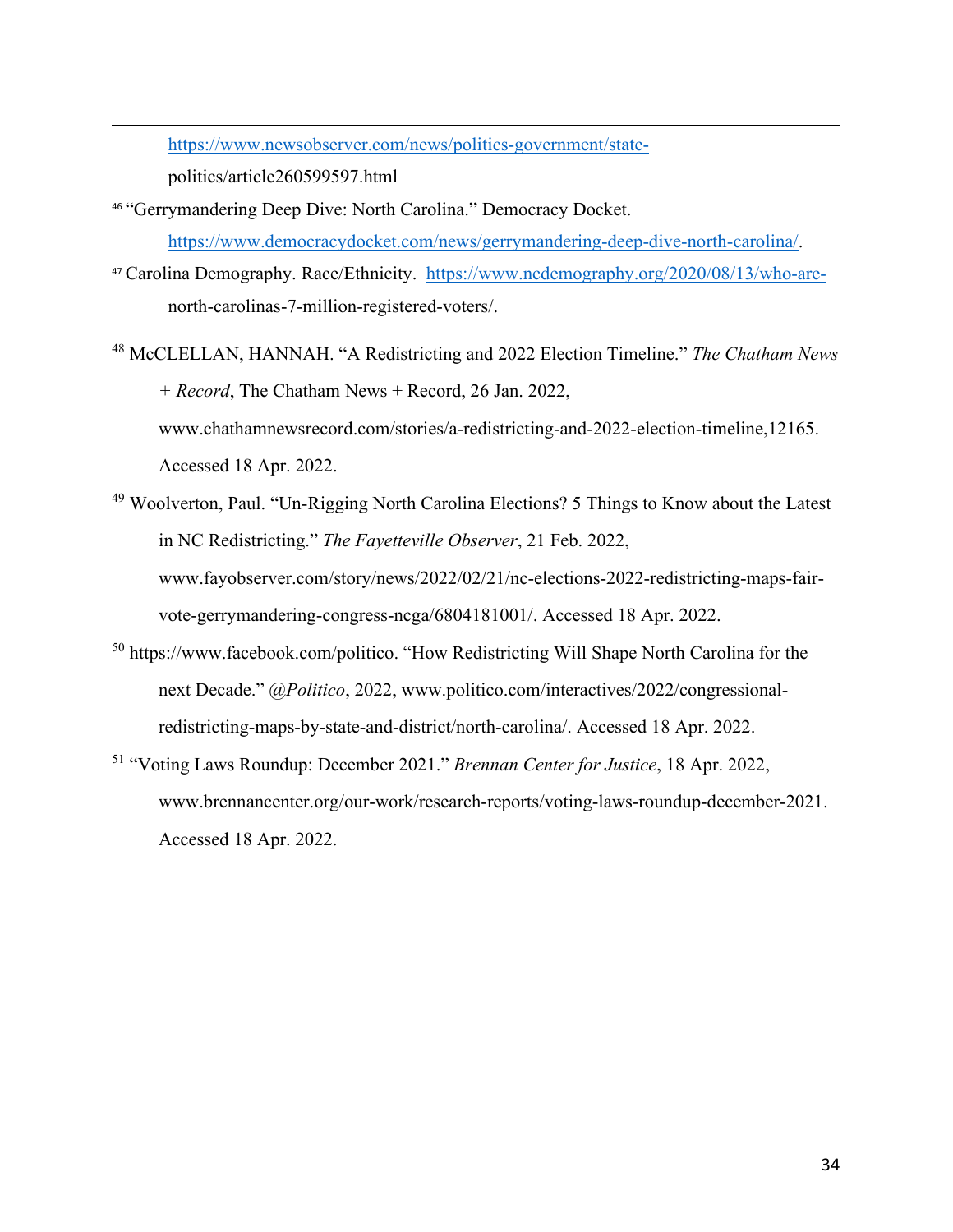https://www.newsobserver.com/news/politics-government/state-politics/article260599597.html

[46] "Gerrymandering Deep Dive: North Carolina." Democracy Docket. https://www.democracydocket.com/news/gerrymandering-deep-dive-north-carolina/.

[47] Carolina Demography. Race/Ethnicity. https://www.ncdemography.org/2020/08/13/who-are-north-carolinas-7-million-registered-voters/.

[48] McCLELLAN, HANNAH. "A Redistricting and 2022 Election Timeline." *The Chatham News + Record*, The Chatham News + Record, 26 Jan. 2022, www.chathamnewsrecord.com/stories/a-redistricting-and-2022-election-timeline,12165. Accessed 18 Apr. 2022.

[49] Woolverton, Paul. "Un-Rigging North Carolina Elections? 5 Things to Know about the Latest in NC Redistricting." *The Fayetteville Observer*, 21 Feb. 2022, www.fayobserver.com/story/news/2022/02/21/nc-elections-2022-redistricting-maps-fair-vote-gerrymandering-congress-ncga/6804181001/. Accessed 18 Apr. 2022.

[50] https://www.facebook.com/politico. "How Redistricting Will Shape North Carolina for the next Decade." *@Politico*, 2022, www.politico.com/interactives/2022/congressional-redistricting-maps-by-state-and-district/north-carolina/. Accessed 18 Apr. 2022.

[51] "Voting Laws Roundup: December 2021." *Brennan Center for Justice*, 18 Apr. 2022, www.brennancenter.org/our-work/research-reports/voting-laws-roundup-december-2021. Accessed 18 Apr. 2022.